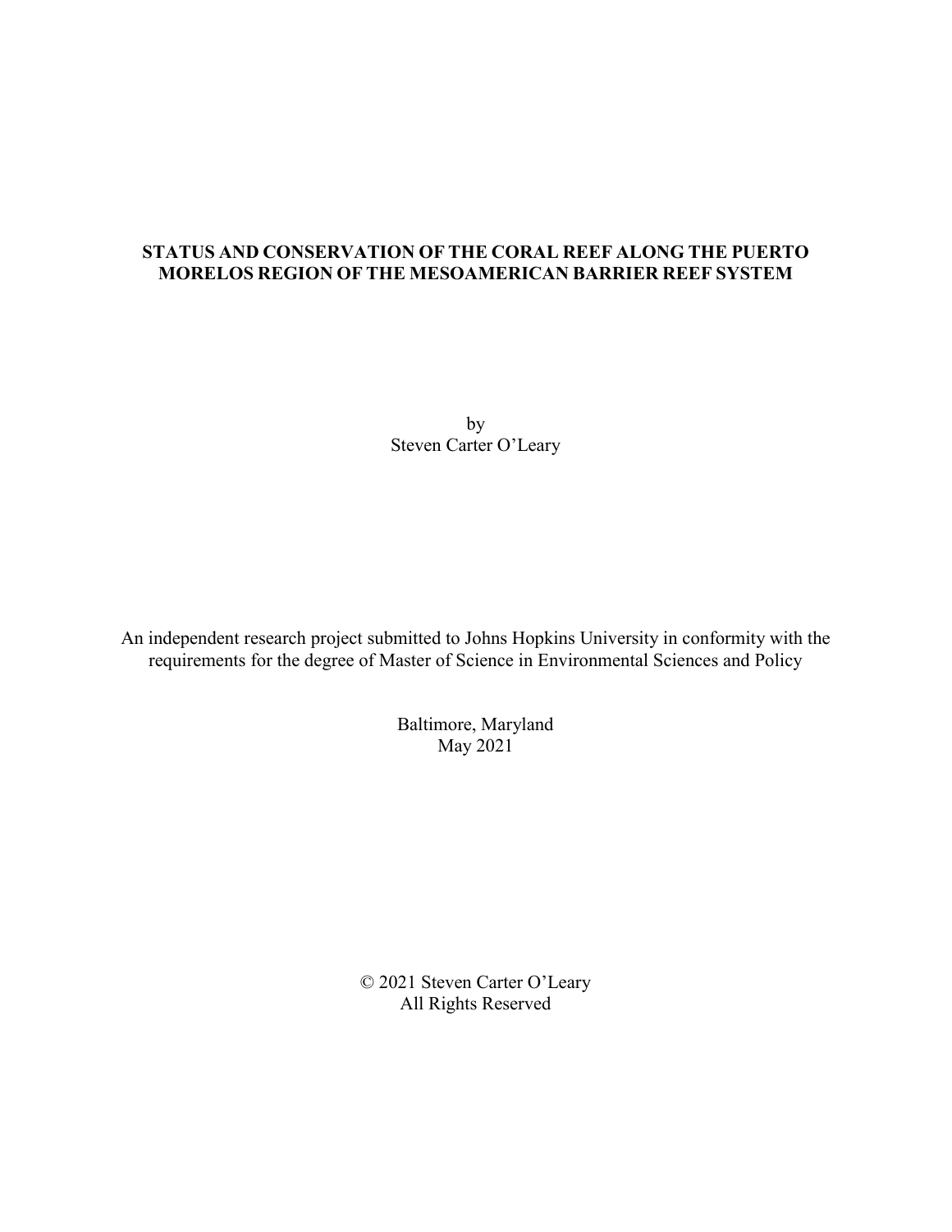# STATUS AND CONSERVATION OF THE CORAL REEF ALONG THE PUERTO MORELOS REGION OF THE MESOAMERICAN BARRIER REEF SYSTEM

by
Steven Carter O'Leary

An independent research project submitted to Johns Hopkins University in conformity with the requirements for the degree of Master of Science in Environmental Sciences and Policy

Baltimore, Maryland
May 2021

© 2021 Steven Carter O'Leary
All Rights Reserved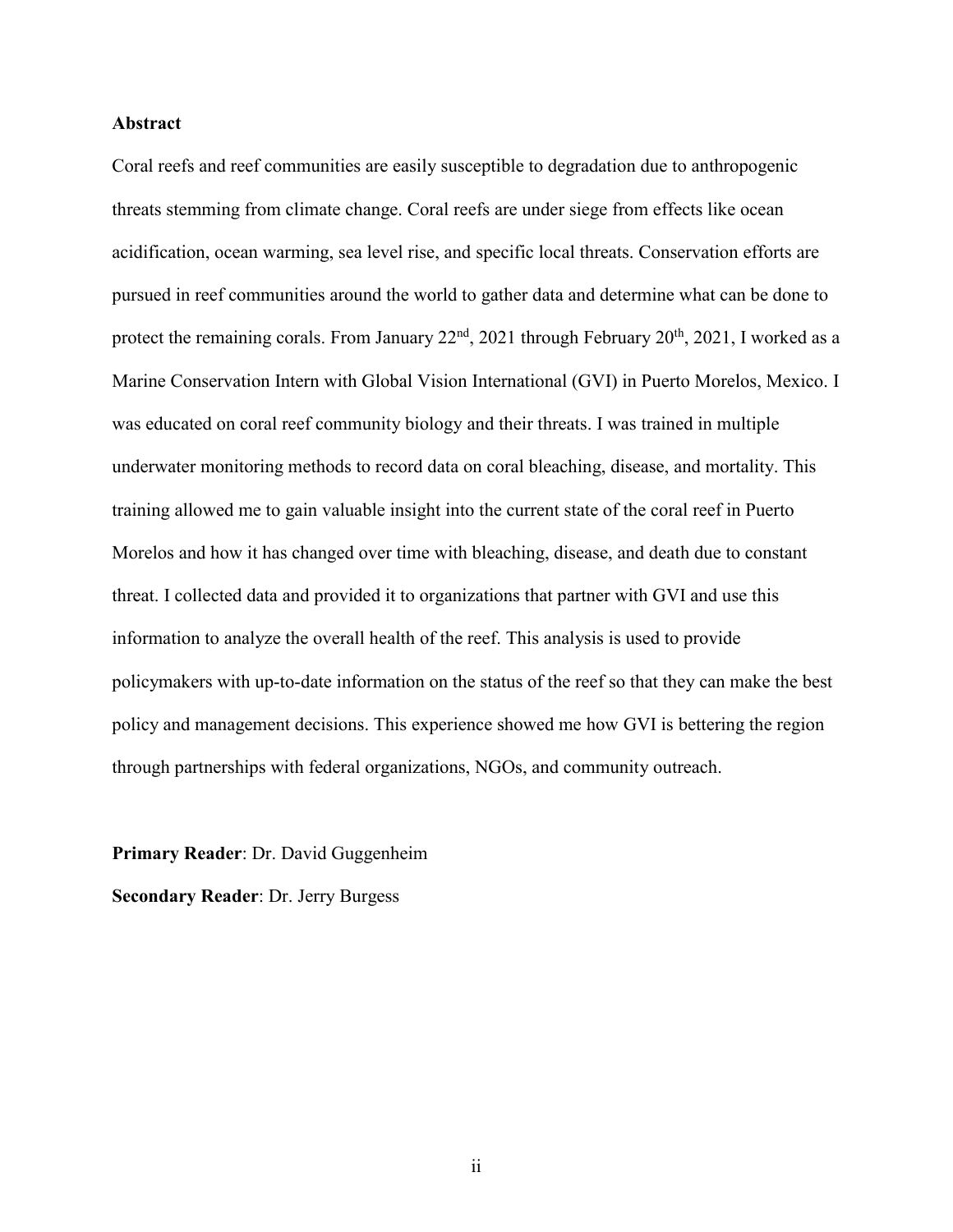## Abstract

Coral reefs and reef communities are easily susceptible to degradation due to anthropogenic threats stemming from climate change. Coral reefs are under siege from effects like ocean acidification, ocean warming, sea level rise, and specific local threats. Conservation efforts are pursued in reef communities around the world to gather data and determine what can be done to protect the remaining corals. From January 22nd, 2021 through February 20th, 2021, I worked as a Marine Conservation Intern with Global Vision International (GVI) in Puerto Morelos, Mexico. I was educated on coral reef community biology and their threats. I was trained in multiple underwater monitoring methods to record data on coral bleaching, disease, and mortality. This training allowed me to gain valuable insight into the current state of the coral reef in Puerto Morelos and how it has changed over time with bleaching, disease, and death due to constant threat. I collected data and provided it to organizations that partner with GVI and use this information to analyze the overall health of the reef. This analysis is used to provide policymakers with up-to-date information on the status of the reef so that they can make the best policy and management decisions. This experience showed me how GVI is bettering the region through partnerships with federal organizations, NGOs, and community outreach.

**Primary Reader**: Dr. David Guggenheim

**Secondary Reader**: Dr. Jerry Burgess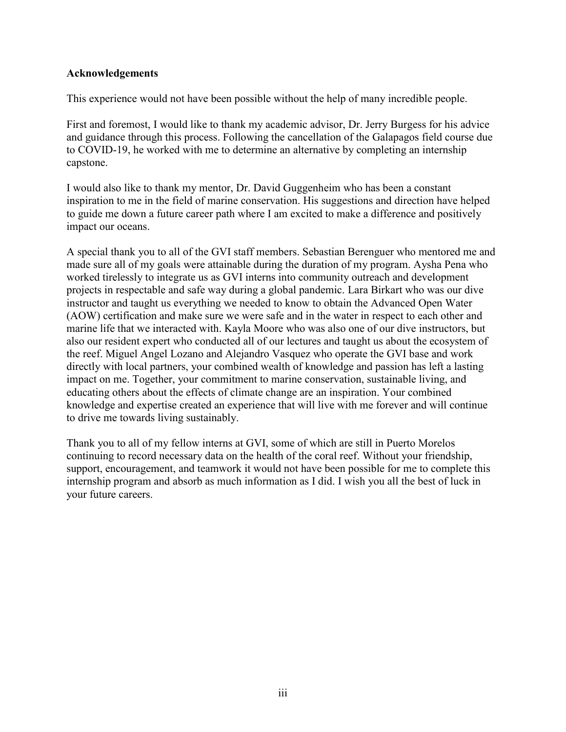**Acknowledgements**

This experience would not have been possible without the help of many incredible people.

First and foremost, I would like to thank my academic advisor, Dr. Jerry Burgess for his advice and guidance through this process. Following the cancellation of the Galapagos field course due to COVID-19, he worked with me to determine an alternative by completing an internship capstone.

I would also like to thank my mentor, Dr. David Guggenheim who has been a constant inspiration to me in the field of marine conservation. His suggestions and direction have helped to guide me down a future career path where I am excited to make a difference and positively impact our oceans.

A special thank you to all of the GVI staff members. Sebastian Berenguer who mentored me and made sure all of my goals were attainable during the duration of my program. Aysha Pena who worked tirelessly to integrate us as GVI interns into community outreach and development projects in respectable and safe way during a global pandemic. Lara Birkart who was our dive instructor and taught us everything we needed to know to obtain the Advanced Open Water (AOW) certification and make sure we were safe and in the water in respect to each other and marine life that we interacted with. Kayla Moore who was also one of our dive instructors, but also our resident expert who conducted all of our lectures and taught us about the ecosystem of the reef. Miguel Angel Lozano and Alejandro Vasquez who operate the GVI base and work directly with local partners, your combined wealth of knowledge and passion has left a lasting impact on me. Together, your commitment to marine conservation, sustainable living, and educating others about the effects of climate change are an inspiration. Your combined knowledge and expertise created an experience that will live with me forever and will continue to drive me towards living sustainably.

Thank you to all of my fellow interns at GVI, some of which are still in Puerto Morelos continuing to record necessary data on the health of the coral reef. Without your friendship, support, encouragement, and teamwork it would not have been possible for me to complete this internship program and absorb as much information as I did. I wish you all the best of luck in your future careers.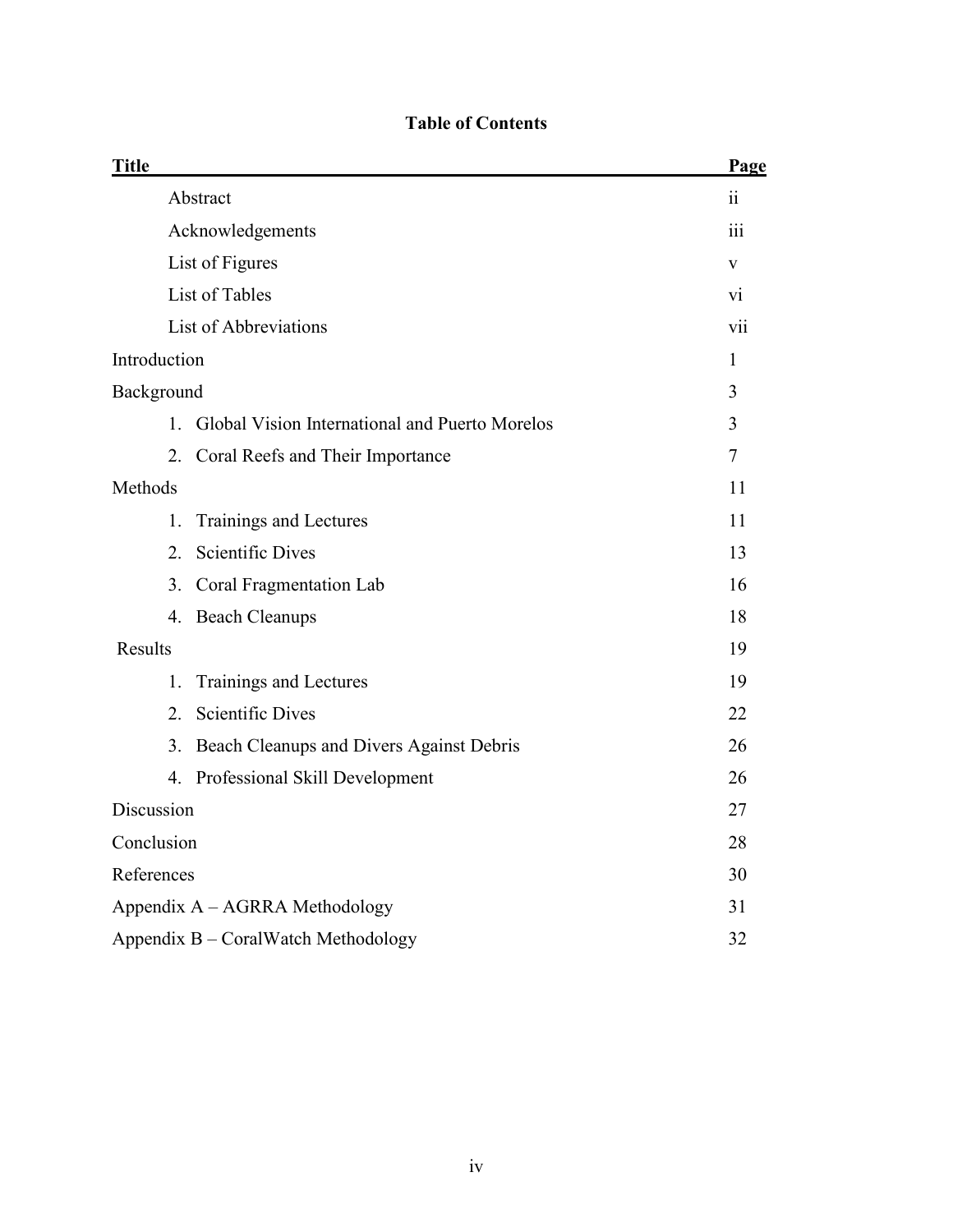# Table of Contents

| Title | Page |
|---|---|
| Abstract | ii |
| Acknowledgements | iii |
| List of Figures | v |
| List of Tables | vi |
| List of Abbreviations | vii |
| Introduction | 1 |
| Background | 3 |
| 1. Global Vision International and Puerto Morelos | 3 |
| 2. Coral Reefs and Their Importance | 7 |
| Methods | 11 |
| 1. Trainings and Lectures | 11 |
| 2. Scientific Dives | 13 |
| 3. Coral Fragmentation Lab | 16 |
| 4. Beach Cleanups | 18 |
| Results | 19 |
| 1. Trainings and Lectures | 19 |
| 2. Scientific Dives | 22 |
| 3. Beach Cleanups and Divers Against Debris | 26 |
| 4. Professional Skill Development | 26 |
| Discussion | 27 |
| Conclusion | 28 |
| References | 30 |
| Appendix A – AGRRA Methodology | 31 |
| Appendix B – CoralWatch Methodology | 32 |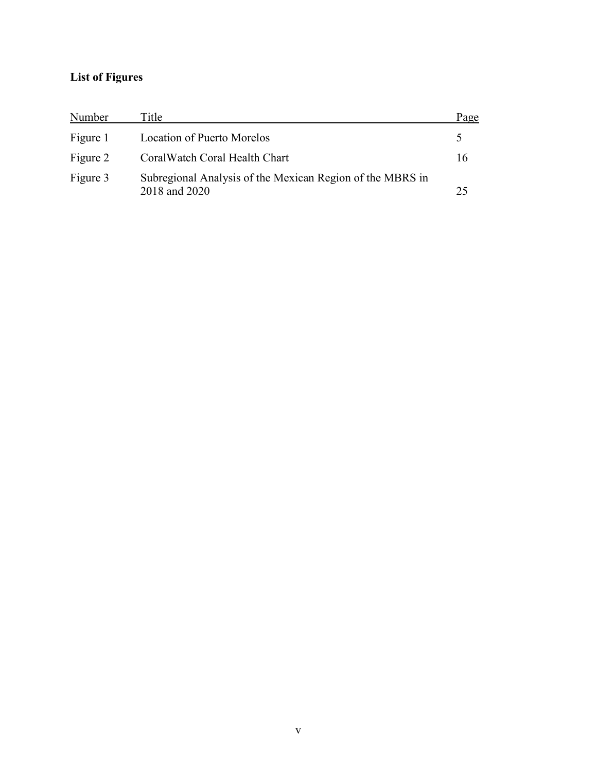**List of Figures**

| Number | Title | Page |
|---|---|---|
| Figure 1 | Location of Puerto Morelos | 5 |
| Figure 2 | CoralWatch Coral Health Chart | 16 |
| Figure 3 | Subregional Analysis of the Mexican Region of the MBRS in 2018 and 2020 | 25 |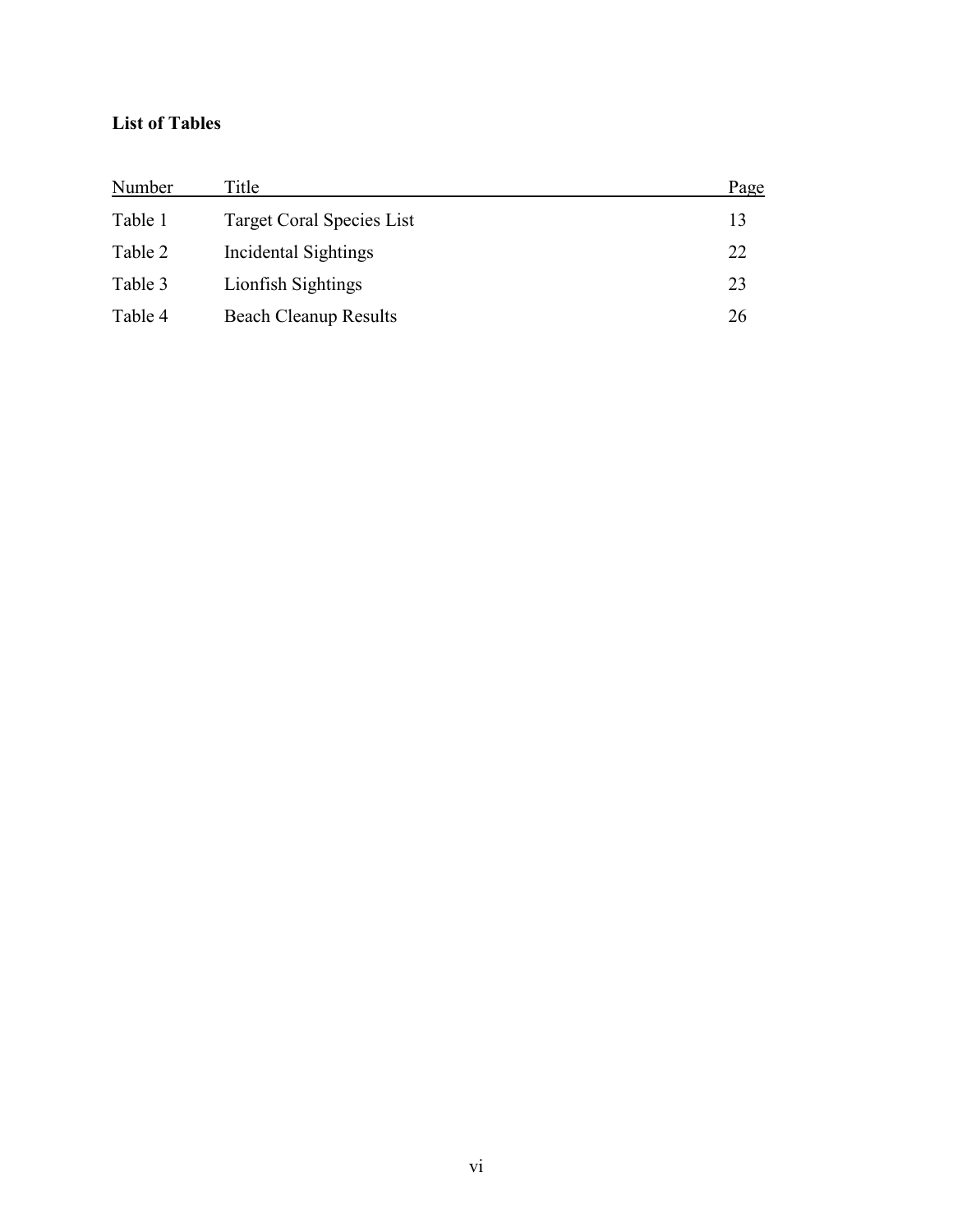**List of Tables**

| Number | Title | Page |
| --- | --- | --- |
| Table 1 | Target Coral Species List | 13 |
| Table 2 | Incidental Sightings | 22 |
| Table 3 | Lionfish Sightings | 23 |
| Table 4 | Beach Cleanup Results | 26 |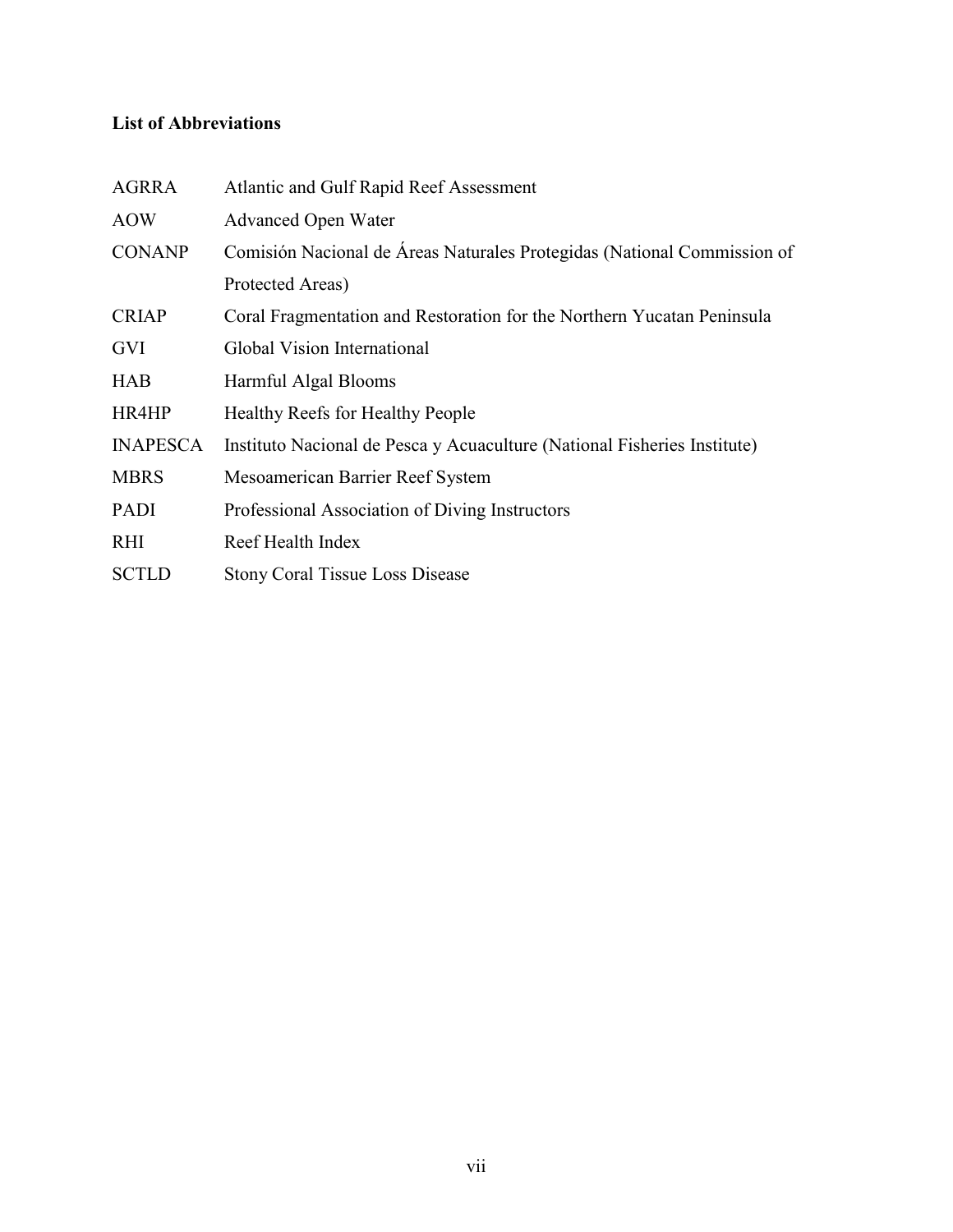**List of Abbreviations**

| | |
|---|---|
| AGRRA | Atlantic and Gulf Rapid Reef Assessment |
| AOW | Advanced Open Water |
| CONANP | Comisión Nacional de Áreas Naturales Protegidas (National Commission of Protected Areas) |
| CRIAP | Coral Fragmentation and Restoration for the Northern Yucatan Peninsula |
| GVI | Global Vision International |
| HAB | Harmful Algal Blooms |
| HR4HP | Healthy Reefs for Healthy People |
| INAPESCA | Instituto Nacional de Pesca y Acuaculture (National Fisheries Institute) |
| MBRS | Mesoamerican Barrier Reef System |
| PADI | Professional Association of Diving Instructors |
| RHI | Reef Health Index |
| SCTLD | Stony Coral Tissue Loss Disease |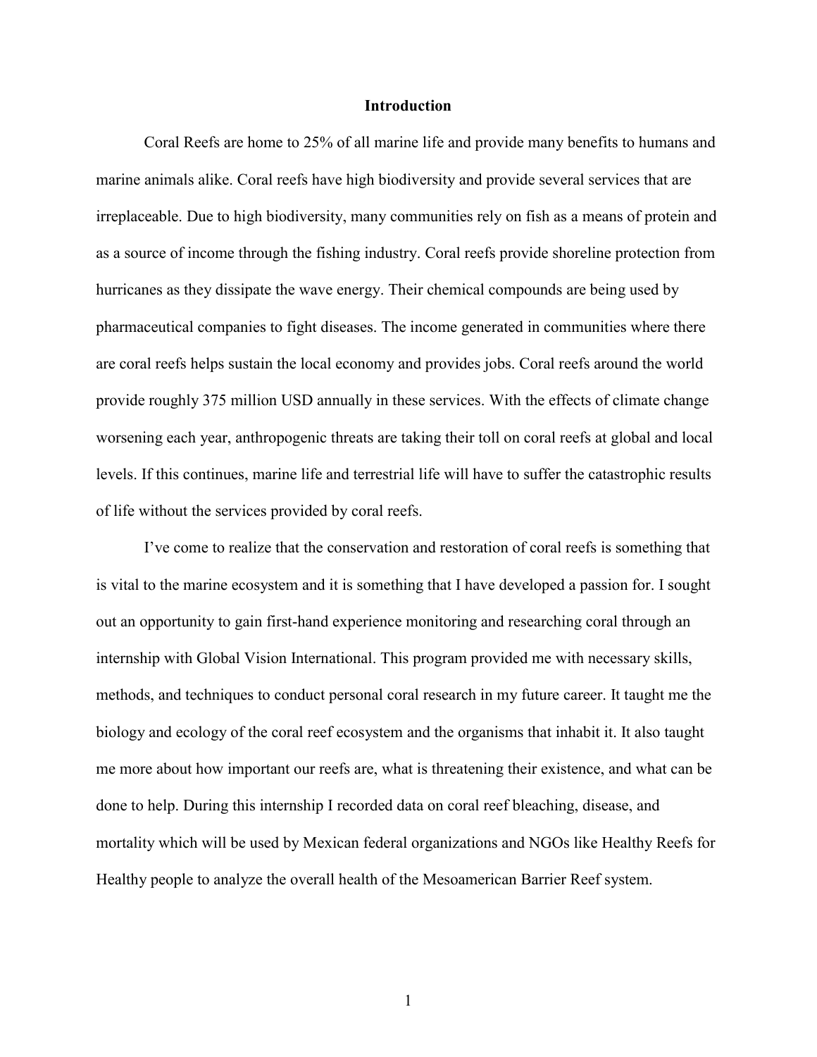# Introduction

Coral Reefs are home to 25% of all marine life and provide many benefits to humans and marine animals alike. Coral reefs have high biodiversity and provide several services that are irreplaceable. Due to high biodiversity, many communities rely on fish as a means of protein and as a source of income through the fishing industry. Coral reefs provide shoreline protection from hurricanes as they dissipate the wave energy. Their chemical compounds are being used by pharmaceutical companies to fight diseases. The income generated in communities where there are coral reefs helps sustain the local economy and provides jobs. Coral reefs around the world provide roughly 375 million USD annually in these services. With the effects of climate change worsening each year, anthropogenic threats are taking their toll on coral reefs at global and local levels. If this continues, marine life and terrestrial life will have to suffer the catastrophic results of life without the services provided by coral reefs.

I've come to realize that the conservation and restoration of coral reefs is something that is vital to the marine ecosystem and it is something that I have developed a passion for. I sought out an opportunity to gain first-hand experience monitoring and researching coral through an internship with Global Vision International. This program provided me with necessary skills, methods, and techniques to conduct personal coral research in my future career. It taught me the biology and ecology of the coral reef ecosystem and the organisms that inhabit it. It also taught me more about how important our reefs are, what is threatening their existence, and what can be done to help. During this internship I recorded data on coral reef bleaching, disease, and mortality which will be used by Mexican federal organizations and NGOs like Healthy Reefs for Healthy people to analyze the overall health of the Mesoamerican Barrier Reef system.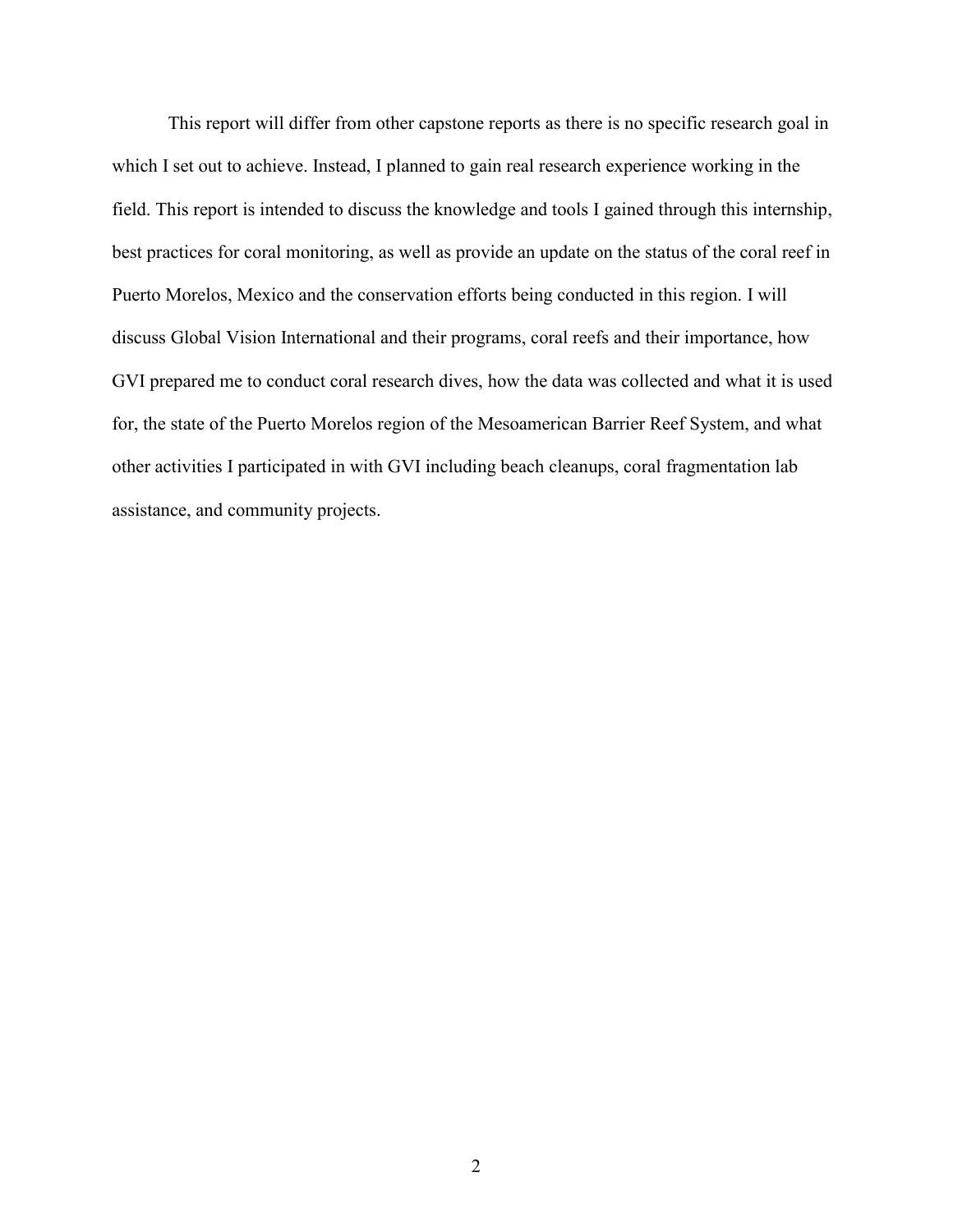This report will differ from other capstone reports as there is no specific research goal in which I set out to achieve. Instead, I planned to gain real research experience working in the field. This report is intended to discuss the knowledge and tools I gained through this internship, best practices for coral monitoring, as well as provide an update on the status of the coral reef in Puerto Morelos, Mexico and the conservation efforts being conducted in this region. I will discuss Global Vision International and their programs, coral reefs and their importance, how GVI prepared me to conduct coral research dives, how the data was collected and what it is used for, the state of the Puerto Morelos region of the Mesoamerican Barrier Reef System, and what other activities I participated in with GVI including beach cleanups, coral fragmentation lab assistance, and community projects.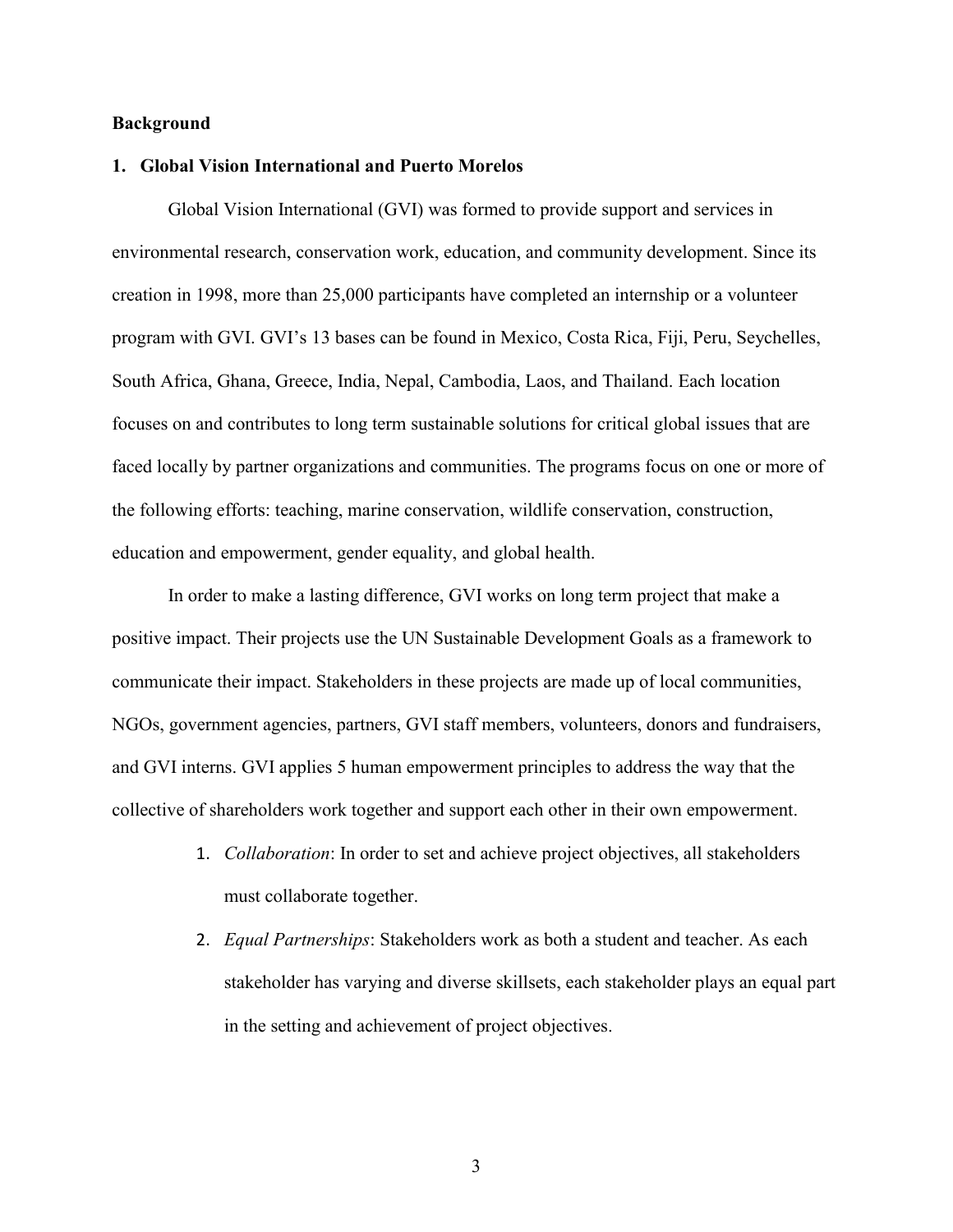**Background**

## 1. Global Vision International and Puerto Morelos

Global Vision International (GVI) was formed to provide support and services in environmental research, conservation work, education, and community development. Since its creation in 1998, more than 25,000 participants have completed an internship or a volunteer program with GVI. GVI's 13 bases can be found in Mexico, Costa Rica, Fiji, Peru, Seychelles, South Africa, Ghana, Greece, India, Nepal, Cambodia, Laos, and Thailand. Each location focuses on and contributes to long term sustainable solutions for critical global issues that are faced locally by partner organizations and communities. The programs focus on one or more of the following efforts: teaching, marine conservation, wildlife conservation, construction, education and empowerment, gender equality, and global health.

In order to make a lasting difference, GVI works on long term project that make a positive impact. Their projects use the UN Sustainable Development Goals as a framework to communicate their impact. Stakeholders in these projects are made up of local communities, NGOs, government agencies, partners, GVI staff members, volunteers, donors and fundraisers, and GVI interns. GVI applies 5 human empowerment principles to address the way that the collective of shareholders work together and support each other in their own empowerment.

1. *Collaboration*: In order to set and achieve project objectives, all stakeholders must collaborate together.
2. *Equal Partnerships*: Stakeholders work as both a student and teacher. As each stakeholder has varying and diverse skillsets, each stakeholder plays an equal part in the setting and achievement of project objectives.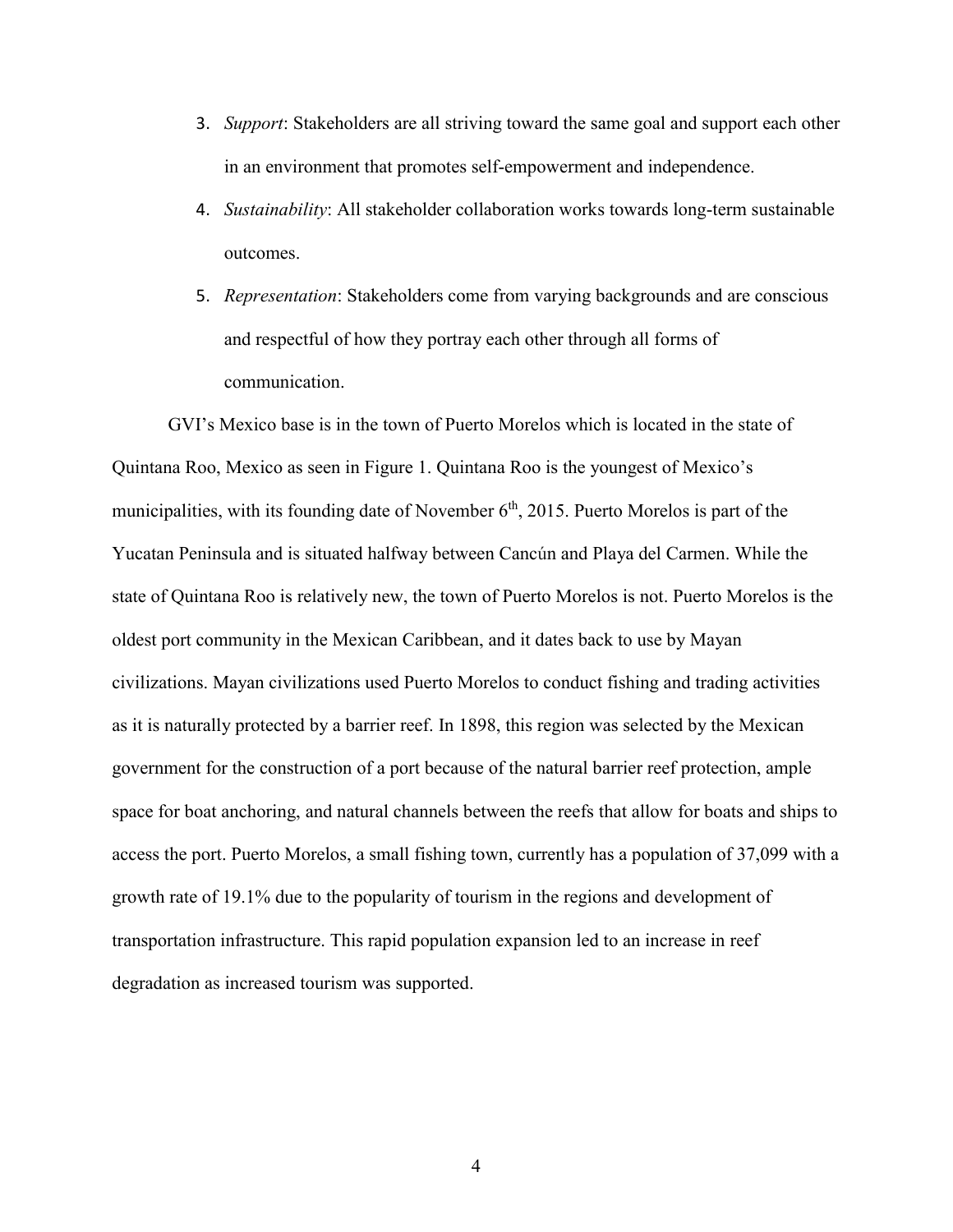3. *Support*: Stakeholders are all striving toward the same goal and support each other in an environment that promotes self-empowerment and independence.
4. *Sustainability*: All stakeholder collaboration works towards long-term sustainable outcomes.
5. *Representation*: Stakeholders come from varying backgrounds and are conscious and respectful of how they portray each other through all forms of communication.

GVI's Mexico base is in the town of Puerto Morelos which is located in the state of Quintana Roo, Mexico as seen in Figure 1. Quintana Roo is the youngest of Mexico's municipalities, with its founding date of November 6th, 2015. Puerto Morelos is part of the Yucatan Peninsula and is situated halfway between Cancún and Playa del Carmen. While the state of Quintana Roo is relatively new, the town of Puerto Morelos is not. Puerto Morelos is the oldest port community in the Mexican Caribbean, and it dates back to use by Mayan civilizations. Mayan civilizations used Puerto Morelos to conduct fishing and trading activities as it is naturally protected by a barrier reef. In 1898, this region was selected by the Mexican government for the construction of a port because of the natural barrier reef protection, ample space for boat anchoring, and natural channels between the reefs that allow for boats and ships to access the port. Puerto Morelos, a small fishing town, currently has a population of 37,099 with a growth rate of 19.1% due to the popularity of tourism in the regions and development of transportation infrastructure. This rapid population expansion led to an increase in reef degradation as increased tourism was supported.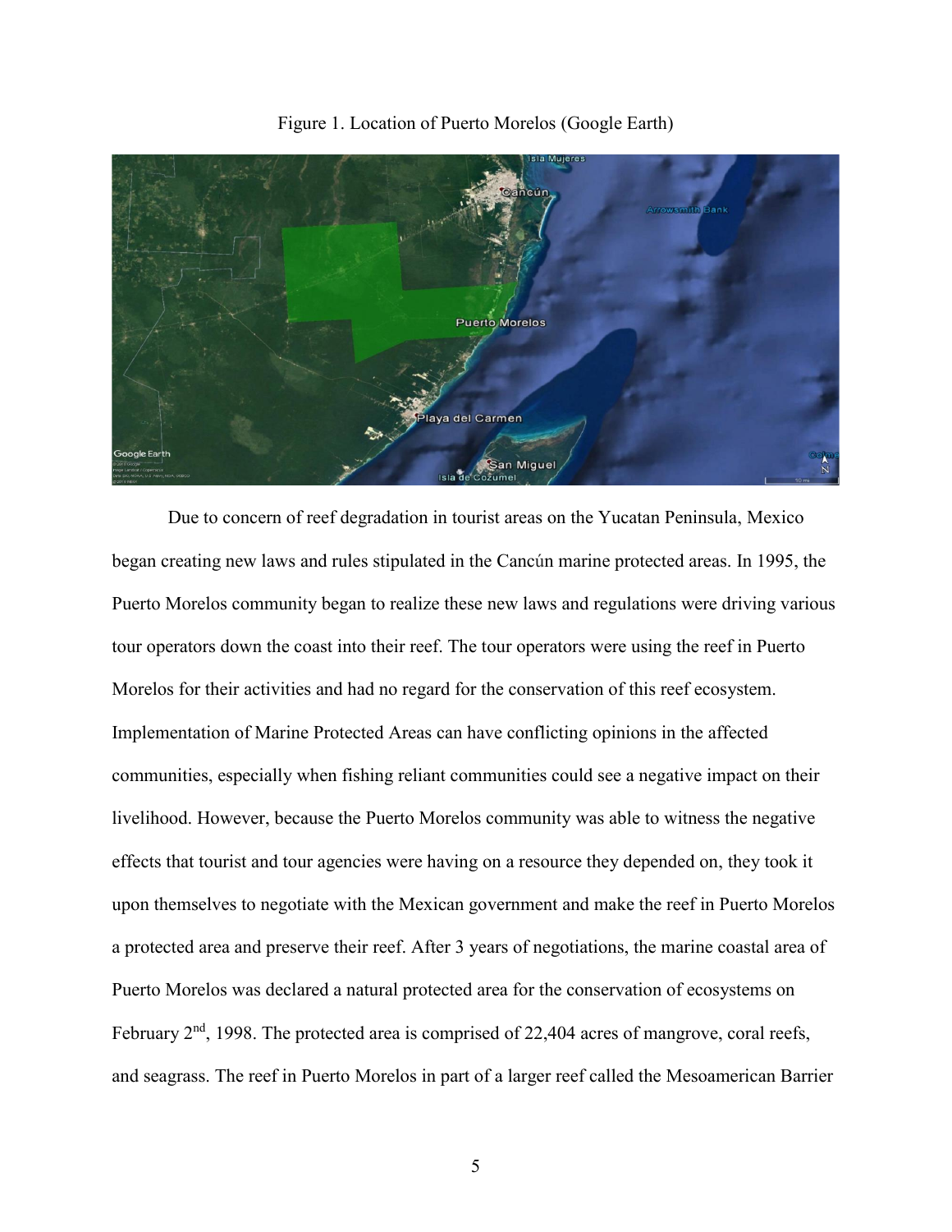Figure 1. Location of Puerto Morelos (Google Earth)

Due to concern of reef degradation in tourist areas on the Yucatan Peninsula, Mexico began creating new laws and rules stipulated in the Cancún marine protected areas. In 1995, the Puerto Morelos community began to realize these new laws and regulations were driving various tour operators down the coast into their reef. The tour operators were using the reef in Puerto Morelos for their activities and had no regard for the conservation of this reef ecosystem. Implementation of Marine Protected Areas can have conflicting opinions in the affected communities, especially when fishing reliant communities could see a negative impact on their livelihood. However, because the Puerto Morelos community was able to witness the negative effects that tourist and tour agencies were having on a resource they depended on, they took it upon themselves to negotiate with the Mexican government and make the reef in Puerto Morelos a protected area and preserve their reef. After 3 years of negotiations, the marine coastal area of Puerto Morelos was declared a natural protected area for the conservation of ecosystems on February 2nd, 1998. The protected area is comprised of 22,404 acres of mangrove, coral reefs, and seagrass. The reef in Puerto Morelos in part of a larger reef called the Mesoamerican Barrier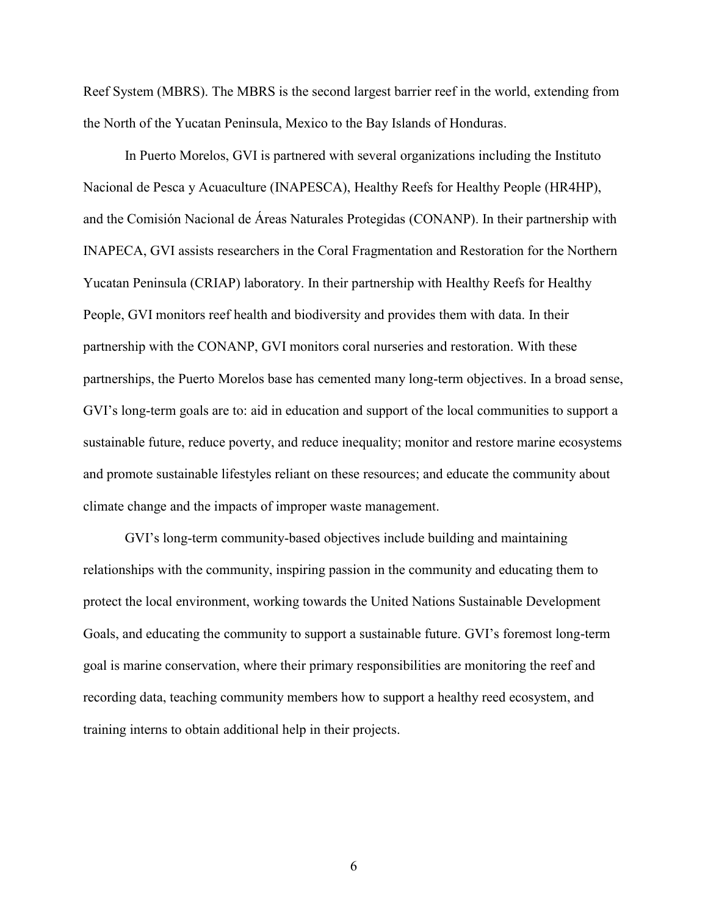Reef System (MBRS). The MBRS is the second largest barrier reef in the world, extending from the North of the Yucatan Peninsula, Mexico to the Bay Islands of Honduras.

In Puerto Morelos, GVI is partnered with several organizations including the Instituto Nacional de Pesca y Acuaculture (INAPESCA), Healthy Reefs for Healthy People (HR4HP), and the Comisión Nacional de Áreas Naturales Protegidas (CONANP). In their partnership with INAPECA, GVI assists researchers in the Coral Fragmentation and Restoration for the Northern Yucatan Peninsula (CRIAP) laboratory. In their partnership with Healthy Reefs for Healthy People, GVI monitors reef health and biodiversity and provides them with data. In their partnership with the CONANP, GVI monitors coral nurseries and restoration. With these partnerships, the Puerto Morelos base has cemented many long-term objectives. In a broad sense, GVI's long-term goals are to: aid in education and support of the local communities to support a sustainable future, reduce poverty, and reduce inequality; monitor and restore marine ecosystems and promote sustainable lifestyles reliant on these resources; and educate the community about climate change and the impacts of improper waste management.

GVI's long-term community-based objectives include building and maintaining relationships with the community, inspiring passion in the community and educating them to protect the local environment, working towards the United Nations Sustainable Development Goals, and educating the community to support a sustainable future. GVI's foremost long-term goal is marine conservation, where their primary responsibilities are monitoring the reef and recording data, teaching community members how to support a healthy reed ecosystem, and training interns to obtain additional help in their projects.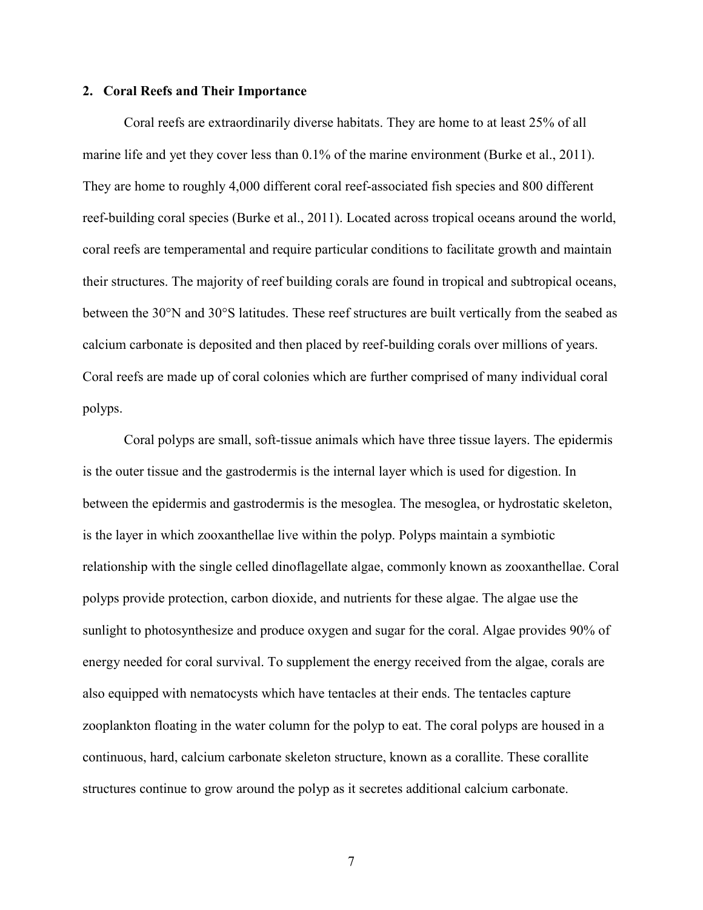## 2. Coral Reefs and Their Importance

Coral reefs are extraordinarily diverse habitats. They are home to at least 25% of all marine life and yet they cover less than 0.1% of the marine environment (Burke et al., 2011). They are home to roughly 4,000 different coral reef-associated fish species and 800 different reef-building coral species (Burke et al., 2011). Located across tropical oceans around the world, coral reefs are temperamental and require particular conditions to facilitate growth and maintain their structures. The majority of reef building corals are found in tropical and subtropical oceans, between the 30°N and 30°S latitudes. These reef structures are built vertically from the seabed as calcium carbonate is deposited and then placed by reef-building corals over millions of years. Coral reefs are made up of coral colonies which are further comprised of many individual coral polyps.

Coral polyps are small, soft-tissue animals which have three tissue layers. The epidermis is the outer tissue and the gastrodermis is the internal layer which is used for digestion. In between the epidermis and gastrodermis is the mesoglea. The mesoglea, or hydrostatic skeleton, is the layer in which zooxanthellae live within the polyp. Polyps maintain a symbiotic relationship with the single celled dinoflagellate algae, commonly known as zooxanthellae. Coral polyps provide protection, carbon dioxide, and nutrients for these algae. The algae use the sunlight to photosynthesize and produce oxygen and sugar for the coral. Algae provides 90% of energy needed for coral survival. To supplement the energy received from the algae, corals are also equipped with nematocysts which have tentacles at their ends. The tentacles capture zooplankton floating in the water column for the polyp to eat. The coral polyps are housed in a continuous, hard, calcium carbonate skeleton structure, known as a corallite. These corallite structures continue to grow around the polyp as it secretes additional calcium carbonate.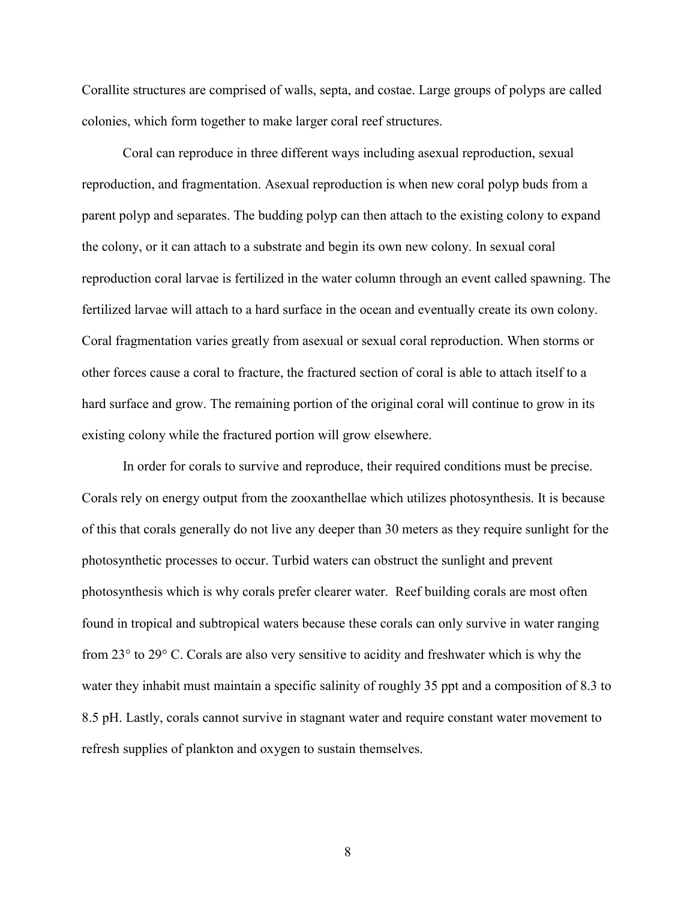Corallite structures are comprised of walls, septa, and costae. Large groups of polyps are called colonies, which form together to make larger coral reef structures.

Coral can reproduce in three different ways including asexual reproduction, sexual reproduction, and fragmentation. Asexual reproduction is when new coral polyp buds from a parent polyp and separates. The budding polyp can then attach to the existing colony to expand the colony, or it can attach to a substrate and begin its own new colony. In sexual coral reproduction coral larvae is fertilized in the water column through an event called spawning. The fertilized larvae will attach to a hard surface in the ocean and eventually create its own colony. Coral fragmentation varies greatly from asexual or sexual coral reproduction. When storms or other forces cause a coral to fracture, the fractured section of coral is able to attach itself to a hard surface and grow. The remaining portion of the original coral will continue to grow in its existing colony while the fractured portion will grow elsewhere.

In order for corals to survive and reproduce, their required conditions must be precise. Corals rely on energy output from the zooxanthellae which utilizes photosynthesis. It is because of this that corals generally do not live any deeper than 30 meters as they require sunlight for the photosynthetic processes to occur. Turbid waters can obstruct the sunlight and prevent photosynthesis which is why corals prefer clearer water. Reef building corals are most often found in tropical and subtropical waters because these corals can only survive in water ranging from 23° to 29° C. Corals are also very sensitive to acidity and freshwater which is why the water they inhabit must maintain a specific salinity of roughly 35 ppt and a composition of 8.3 to 8.5 pH. Lastly, corals cannot survive in stagnant water and require constant water movement to refresh supplies of plankton and oxygen to sustain themselves.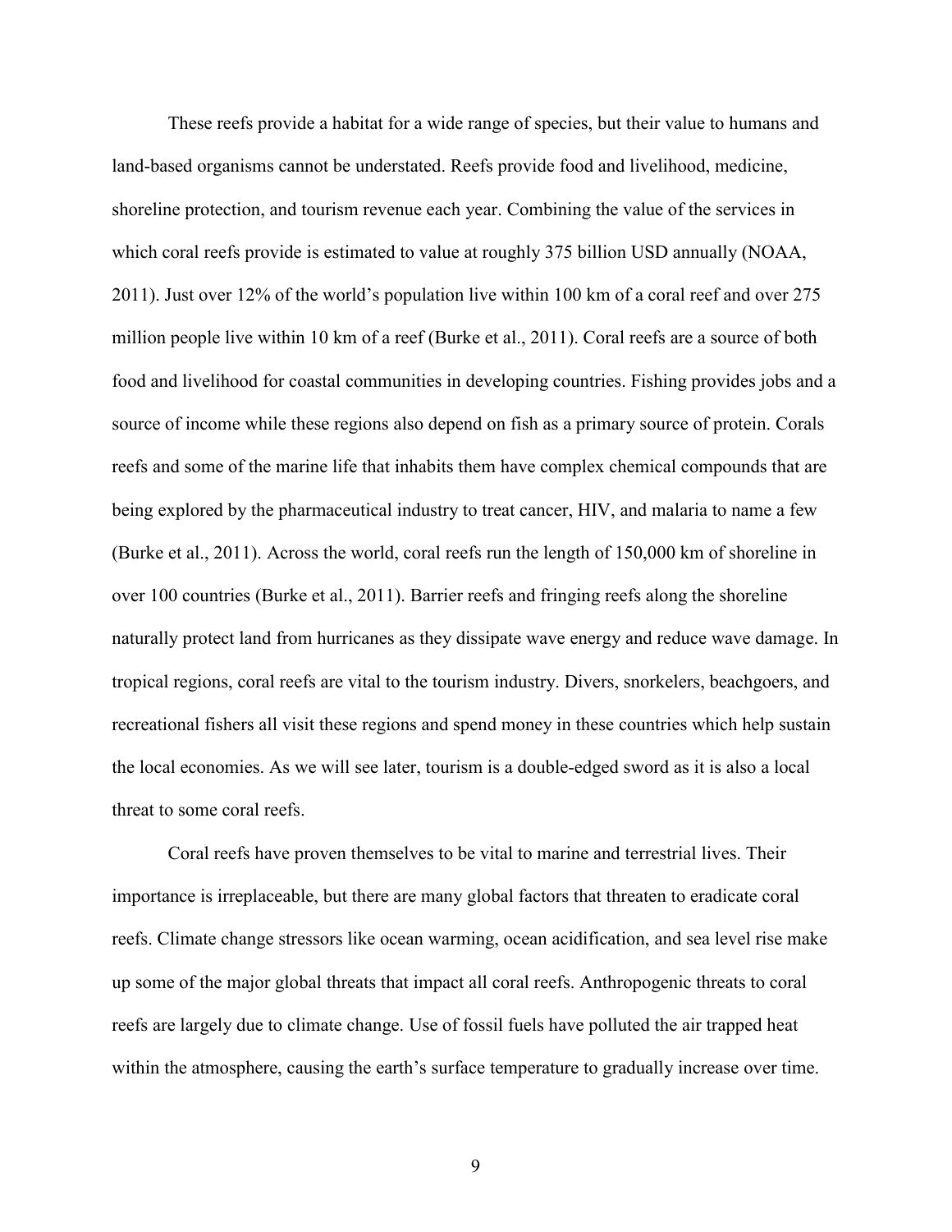These reefs provide a habitat for a wide range of species, but their value to humans and land-based organisms cannot be understated. Reefs provide food and livelihood, medicine, shoreline protection, and tourism revenue each year. Combining the value of the services in which coral reefs provide is estimated to value at roughly 375 billion USD annually (NOAA, 2011). Just over 12% of the world's population live within 100 km of a coral reef and over 275 million people live within 10 km of a reef (Burke et al., 2011). Coral reefs are a source of both food and livelihood for coastal communities in developing countries. Fishing provides jobs and a source of income while these regions also depend on fish as a primary source of protein. Corals reefs and some of the marine life that inhabits them have complex chemical compounds that are being explored by the pharmaceutical industry to treat cancer, HIV, and malaria to name a few (Burke et al., 2011). Across the world, coral reefs run the length of 150,000 km of shoreline in over 100 countries (Burke et al., 2011). Barrier reefs and fringing reefs along the shoreline naturally protect land from hurricanes as they dissipate wave energy and reduce wave damage. In tropical regions, coral reefs are vital to the tourism industry. Divers, snorkelers, beachgoers, and recreational fishers all visit these regions and spend money in these countries which help sustain the local economies. As we will see later, tourism is a double-edged sword as it is also a local threat to some coral reefs.

Coral reefs have proven themselves to be vital to marine and terrestrial lives. Their importance is irreplaceable, but there are many global factors that threaten to eradicate coral reefs. Climate change stressors like ocean warming, ocean acidification, and sea level rise make up some of the major global threats that impact all coral reefs. Anthropogenic threats to coral reefs are largely due to climate change. Use of fossil fuels have polluted the air trapped heat within the atmosphere, causing the earth's surface temperature to gradually increase over time.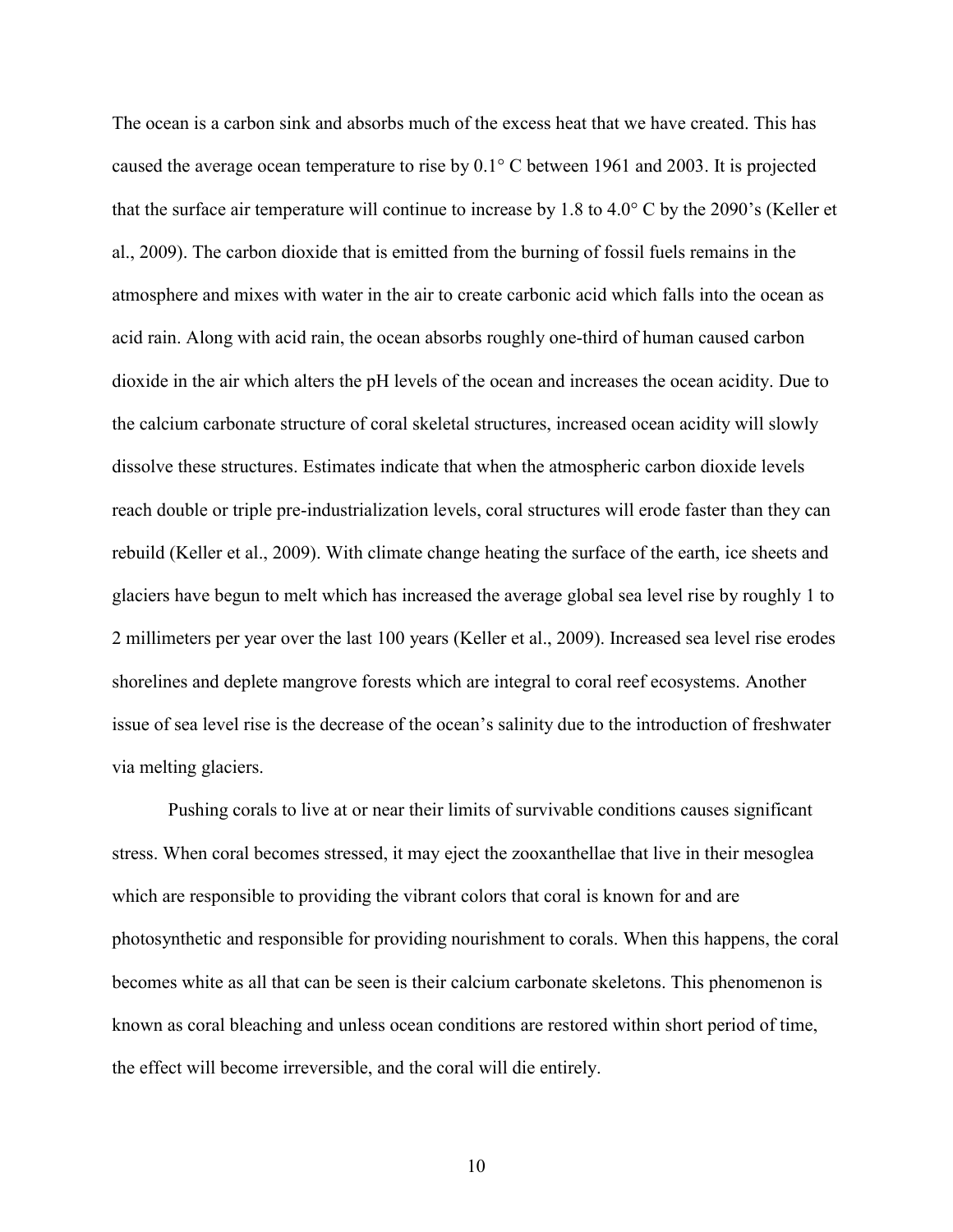The ocean is a carbon sink and absorbs much of the excess heat that we have created. This has caused the average ocean temperature to rise by 0.1° C between 1961 and 2003. It is projected that the surface air temperature will continue to increase by 1.8 to 4.0° C by the 2090's (Keller et al., 2009). The carbon dioxide that is emitted from the burning of fossil fuels remains in the atmosphere and mixes with water in the air to create carbonic acid which falls into the ocean as acid rain. Along with acid rain, the ocean absorbs roughly one-third of human caused carbon dioxide in the air which alters the pH levels of the ocean and increases the ocean acidity. Due to the calcium carbonate structure of coral skeletal structures, increased ocean acidity will slowly dissolve these structures. Estimates indicate that when the atmospheric carbon dioxide levels reach double or triple pre-industrialization levels, coral structures will erode faster than they can rebuild (Keller et al., 2009). With climate change heating the surface of the earth, ice sheets and glaciers have begun to melt which has increased the average global sea level rise by roughly 1 to 2 millimeters per year over the last 100 years (Keller et al., 2009). Increased sea level rise erodes shorelines and deplete mangrove forests which are integral to coral reef ecosystems. Another issue of sea level rise is the decrease of the ocean's salinity due to the introduction of freshwater via melting glaciers.

Pushing corals to live at or near their limits of survivable conditions causes significant stress. When coral becomes stressed, it may eject the zooxanthellae that live in their mesoglea which are responsible to providing the vibrant colors that coral is known for and are photosynthetic and responsible for providing nourishment to corals. When this happens, the coral becomes white as all that can be seen is their calcium carbonate skeletons. This phenomenon is known as coral bleaching and unless ocean conditions are restored within short period of time, the effect will become irreversible, and the coral will die entirely.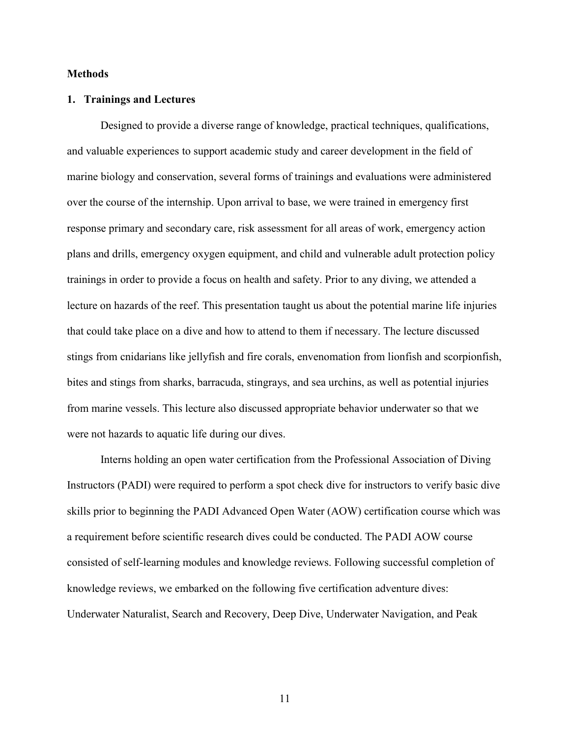**Methods**

**1. Trainings and Lectures**

Designed to provide a diverse range of knowledge, practical techniques, qualifications, and valuable experiences to support academic study and career development in the field of marine biology and conservation, several forms of trainings and evaluations were administered over the course of the internship. Upon arrival to base, we were trained in emergency first response primary and secondary care, risk assessment for all areas of work, emergency action plans and drills, emergency oxygen equipment, and child and vulnerable adult protection policy trainings in order to provide a focus on health and safety. Prior to any diving, we attended a lecture on hazards of the reef. This presentation taught us about the potential marine life injuries that could take place on a dive and how to attend to them if necessary. The lecture discussed stings from cnidarians like jellyfish and fire corals, envenomation from lionfish and scorpionfish, bites and stings from sharks, barracuda, stingrays, and sea urchins, as well as potential injuries from marine vessels. This lecture also discussed appropriate behavior underwater so that we were not hazards to aquatic life during our dives.

Interns holding an open water certification from the Professional Association of Diving Instructors (PADI) were required to perform a spot check dive for instructors to verify basic dive skills prior to beginning the PADI Advanced Open Water (AOW) certification course which was a requirement before scientific research dives could be conducted. The PADI AOW course consisted of self-learning modules and knowledge reviews. Following successful completion of knowledge reviews, we embarked on the following five certification adventure dives: Underwater Naturalist, Search and Recovery, Deep Dive, Underwater Navigation, and Peak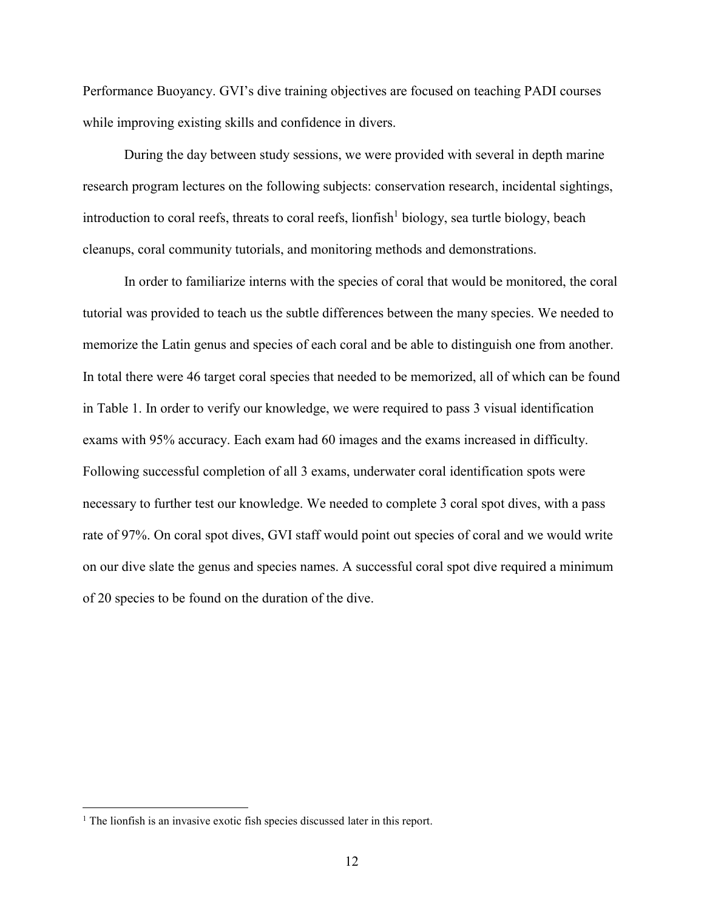Performance Buoyancy. GVI's dive training objectives are focused on teaching PADI courses while improving existing skills and confidence in divers.

During the day between study sessions, we were provided with several in depth marine research program lectures on the following subjects: conservation research, incidental sightings, introduction to coral reefs, threats to coral reefs, lionfish[1] biology, sea turtle biology, beach cleanups, coral community tutorials, and monitoring methods and demonstrations.

In order to familiarize interns with the species of coral that would be monitored, the coral tutorial was provided to teach us the subtle differences between the many species. We needed to memorize the Latin genus and species of each coral and be able to distinguish one from another. In total there were 46 target coral species that needed to be memorized, all of which can be found in Table 1. In order to verify our knowledge, we were required to pass 3 visual identification exams with 95% accuracy. Each exam had 60 images and the exams increased in difficulty. Following successful completion of all 3 exams, underwater coral identification spots were necessary to further test our knowledge. We needed to complete 3 coral spot dives, with a pass rate of 97%. On coral spot dives, GVI staff would point out species of coral and we would write on our dive slate the genus and species names. A successful coral spot dive required a minimum of 20 species to be found on the duration of the dive.

[1] The lionfish is an invasive exotic fish species discussed later in this report.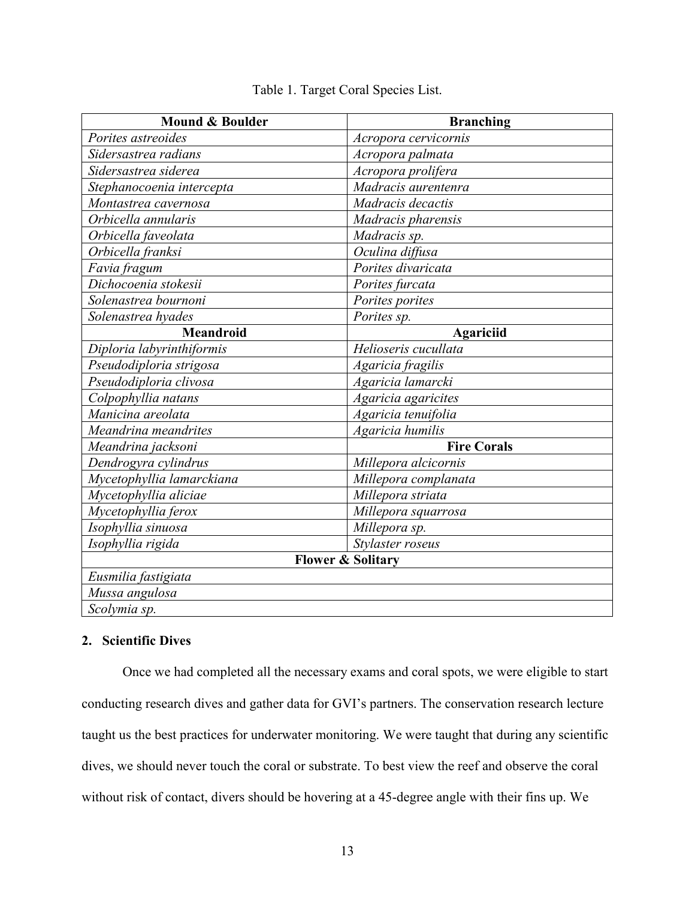Table 1. Target Coral Species List.

| Mound & Boulder | Branching |
| --- | --- |
| *Porites astreoides* | *Acropora cervicornis* |
| *Sidersastrea radians* | *Acropora palmata* |
| *Sidersastrea siderea* | *Acropora prolifera* |
| *Stephanocoenia intercepta* | *Madracis aurentenra* |
| *Montastrea cavernosa* | *Madracis decactis* |
| *Orbicella annularis* | *Madracis pharensis* |
| *Orbicella faveolata* | *Madracis sp.* |
| *Orbicella franksi* | *Oculina diffusa* |
| *Favia fragum* | *Porites divaricata* |
| *Dichocoenia stokesii* | *Porites furcata* |
| *Solenastrea bournoni* | *Porites porites* |
| *Solenastrea hyades* | *Porites sp.* |
| **Meandroid** | **Agariciid** |
| *Diploria labyrinthiformis* | *Helioseris cucullata* |
| *Pseudodiploria strigosa* | *Agaricia fragilis* |
| *Pseudodiploria clivosa* | *Agaricia lamarcki* |
| *Colpophyllia natans* | *Agaricia agaricites* |
| *Manicina areolata* | *Agaricia tenuifolia* |
| *Meandrina meandrites* | *Agaricia humilis* |
| *Meandrina jacksoni* | **Fire Corals** |
| *Dendrogyra cylindrus* | *Millepora alcicornis* |
| *Mycetophyllia lamarckiana* | *Millepora complanata* |
| *Mycetophyllia aliciae* | *Millepora striata* |
| *Mycetophyllia ferox* | *Millepora squarrosa* |
| *Isophyllia sinuosa* | *Millepora sp.* |
| *Isophyllia rigida* | *Stylaster roseus* |
| **Flower & Solitary** | |
| *Eusmilia fastigiata* | |
| *Mussa angulosa* | |
| *Scolymia sp.* | |

**2. Scientific Dives**

Once we had completed all the necessary exams and coral spots, we were eligible to start conducting research dives and gather data for GVI's partners. The conservation research lecture taught us the best practices for underwater monitoring. We were taught that during any scientific dives, we should never touch the coral or substrate. To best view the reef and observe the coral without risk of contact, divers should be hovering at a 45-degree angle with their fins up. We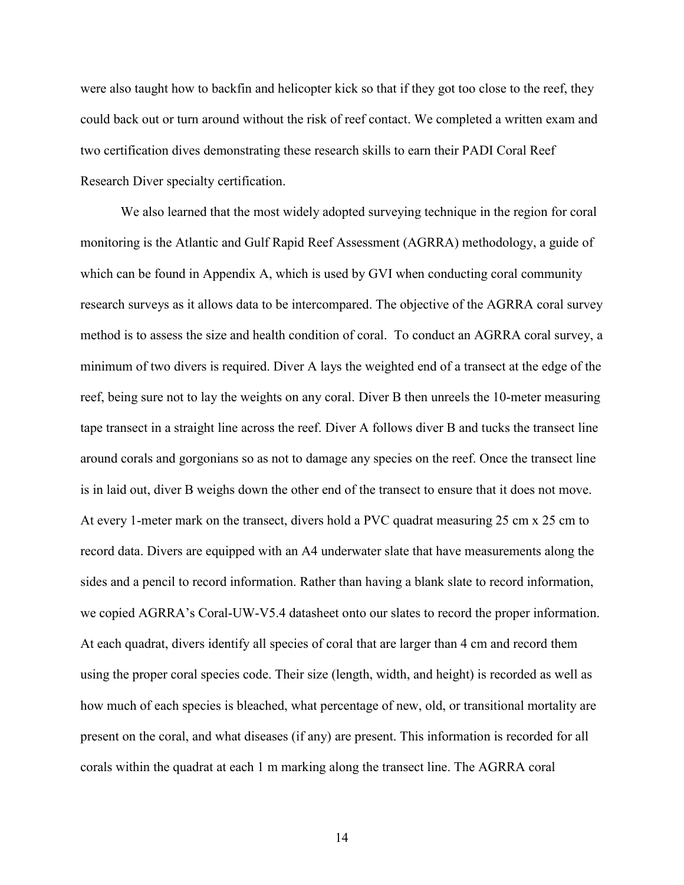were also taught how to backfin and helicopter kick so that if they got too close to the reef, they could back out or turn around without the risk of reef contact. We completed a written exam and two certification dives demonstrating these research skills to earn their PADI Coral Reef Research Diver specialty certification.

We also learned that the most widely adopted surveying technique in the region for coral monitoring is the Atlantic and Gulf Rapid Reef Assessment (AGRRA) methodology, a guide of which can be found in Appendix A, which is used by GVI when conducting coral community research surveys as it allows data to be intercompared. The objective of the AGRRA coral survey method is to assess the size and health condition of coral. To conduct an AGRRA coral survey, a minimum of two divers is required. Diver A lays the weighted end of a transect at the edge of the reef, being sure not to lay the weights on any coral. Diver B then unreels the 10-meter measuring tape transect in a straight line across the reef. Diver A follows diver B and tucks the transect line around corals and gorgonians so as not to damage any species on the reef. Once the transect line is in laid out, diver B weighs down the other end of the transect to ensure that it does not move. At every 1-meter mark on the transect, divers hold a PVC quadrat measuring 25 cm x 25 cm to record data. Divers are equipped with an A4 underwater slate that have measurements along the sides and a pencil to record information. Rather than having a blank slate to record information, we copied AGRRA's Coral-UW-V5.4 datasheet onto our slates to record the proper information. At each quadrat, divers identify all species of coral that are larger than 4 cm and record them using the proper coral species code. Their size (length, width, and height) is recorded as well as how much of each species is bleached, what percentage of new, old, or transitional mortality are present on the coral, and what diseases (if any) are present. This information is recorded for all corals within the quadrat at each 1 m marking along the transect line. The AGRRA coral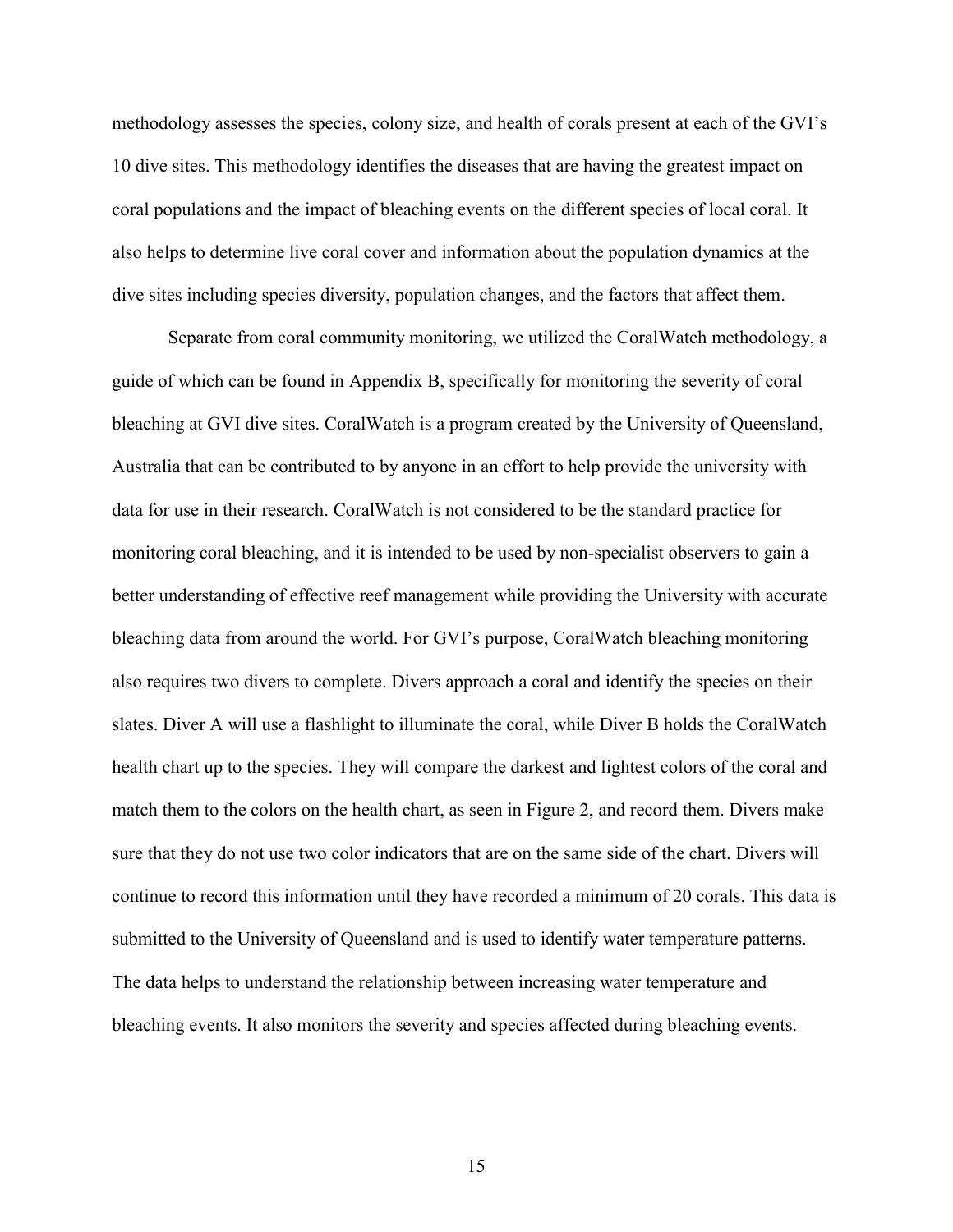methodology assesses the species, colony size, and health of corals present at each of the GVI's 10 dive sites. This methodology identifies the diseases that are having the greatest impact on coral populations and the impact of bleaching events on the different species of local coral. It also helps to determine live coral cover and information about the population dynamics at the dive sites including species diversity, population changes, and the factors that affect them.

Separate from coral community monitoring, we utilized the CoralWatch methodology, a guide of which can be found in Appendix B, specifically for monitoring the severity of coral bleaching at GVI dive sites. CoralWatch is a program created by the University of Queensland, Australia that can be contributed to by anyone in an effort to help provide the university with data for use in their research. CoralWatch is not considered to be the standard practice for monitoring coral bleaching, and it is intended to be used by non-specialist observers to gain a better understanding of effective reef management while providing the University with accurate bleaching data from around the world. For GVI's purpose, CoralWatch bleaching monitoring also requires two divers to complete. Divers approach a coral and identify the species on their slates. Diver A will use a flashlight to illuminate the coral, while Diver B holds the CoralWatch health chart up to the species. They will compare the darkest and lightest colors of the coral and match them to the colors on the health chart, as seen in Figure 2, and record them. Divers make sure that they do not use two color indicators that are on the same side of the chart. Divers will continue to record this information until they have recorded a minimum of 20 corals. This data is submitted to the University of Queensland and is used to identify water temperature patterns. The data helps to understand the relationship between increasing water temperature and bleaching events. It also monitors the severity and species affected during bleaching events.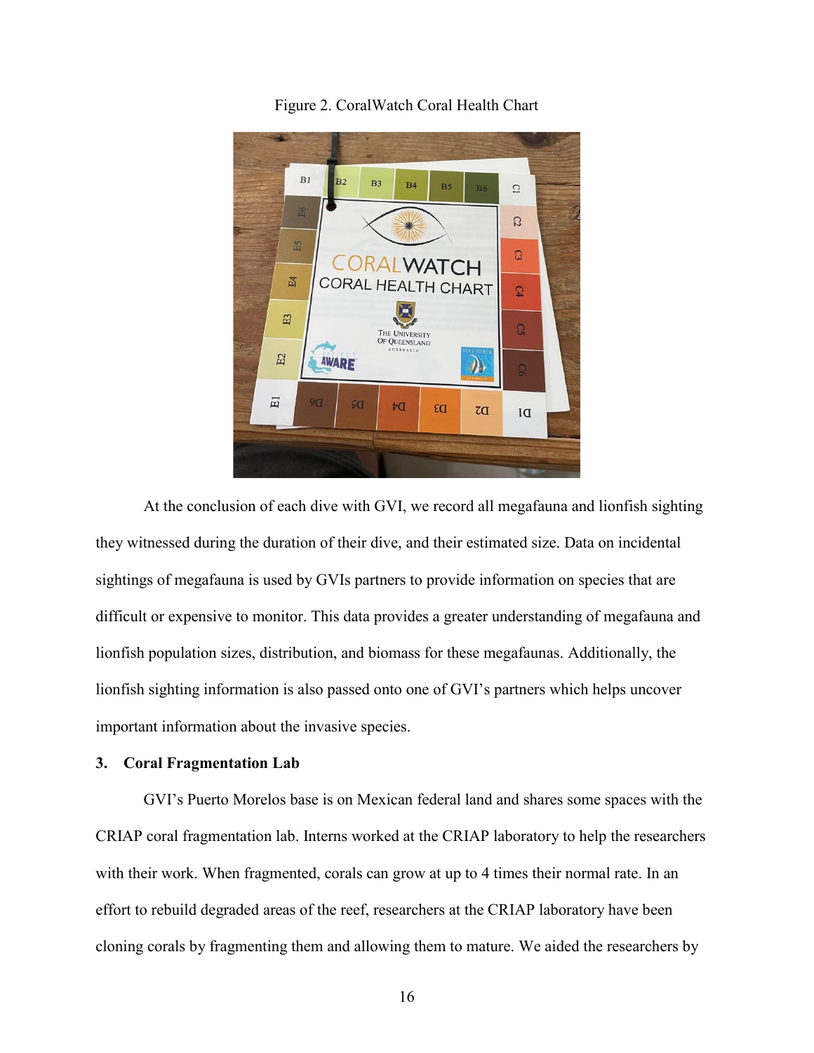Figure 2. CoralWatch Coral Health Chart

At the conclusion of each dive with GVI, we record all megafauna and lionfish sighting they witnessed during the duration of their dive, and their estimated size. Data on incidental sightings of megafauna is used by GVIs partners to provide information on species that are difficult or expensive to monitor. This data provides a greater understanding of megafauna and lionfish population sizes, distribution, and biomass for these megafaunas. Additionally, the lionfish sighting information is also passed onto one of GVI's partners which helps uncover important information about the invasive species.

### 3. Coral Fragmentation Lab

GVI's Puerto Morelos base is on Mexican federal land and shares some spaces with the CRIAP coral fragmentation lab. Interns worked at the CRIAP laboratory to help the researchers with their work. When fragmented, corals can grow at up to 4 times their normal rate. In an effort to rebuild degraded areas of the reef, researchers at the CRIAP laboratory have been cloning corals by fragmenting them and allowing them to mature. We aided the researchers by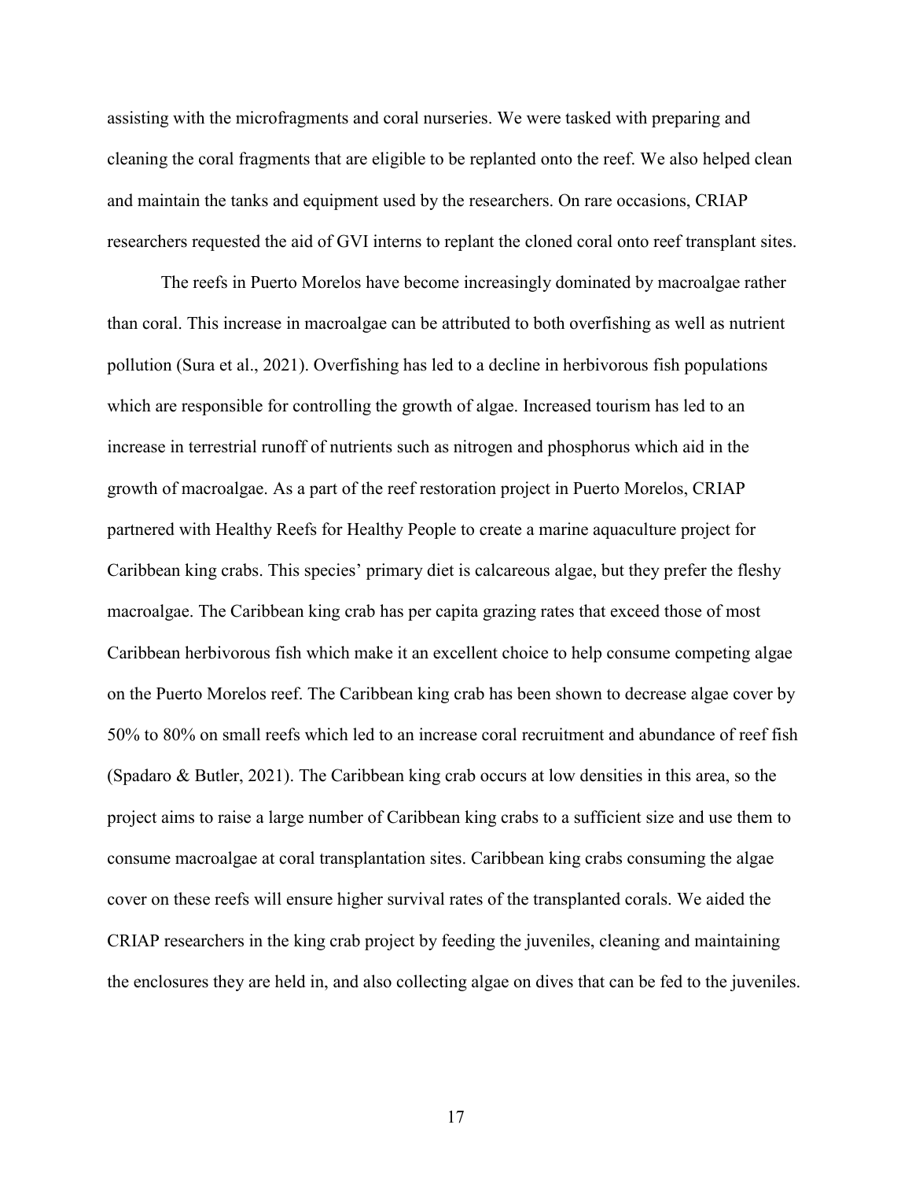assisting with the microfragments and coral nurseries. We were tasked with preparing and cleaning the coral fragments that are eligible to be replanted onto the reef. We also helped clean and maintain the tanks and equipment used by the researchers. On rare occasions, CRIAP researchers requested the aid of GVI interns to replant the cloned coral onto reef transplant sites.

The reefs in Puerto Morelos have become increasingly dominated by macroalgae rather than coral. This increase in macroalgae can be attributed to both overfishing as well as nutrient pollution (Sura et al., 2021). Overfishing has led to a decline in herbivorous fish populations which are responsible for controlling the growth of algae. Increased tourism has led to an increase in terrestrial runoff of nutrients such as nitrogen and phosphorus which aid in the growth of macroalgae. As a part of the reef restoration project in Puerto Morelos, CRIAP partnered with Healthy Reefs for Healthy People to create a marine aquaculture project for Caribbean king crabs. This species' primary diet is calcareous algae, but they prefer the fleshy macroalgae. The Caribbean king crab has per capita grazing rates that exceed those of most Caribbean herbivorous fish which make it an excellent choice to help consume competing algae on the Puerto Morelos reef. The Caribbean king crab has been shown to decrease algae cover by 50% to 80% on small reefs which led to an increase coral recruitment and abundance of reef fish (Spadaro & Butler, 2021). The Caribbean king crab occurs at low densities in this area, so the project aims to raise a large number of Caribbean king crabs to a sufficient size and use them to consume macroalgae at coral transplantation sites. Caribbean king crabs consuming the algae cover on these reefs will ensure higher survival rates of the transplanted corals. We aided the CRIAP researchers in the king crab project by feeding the juveniles, cleaning and maintaining the enclosures they are held in, and also collecting algae on dives that can be fed to the juveniles.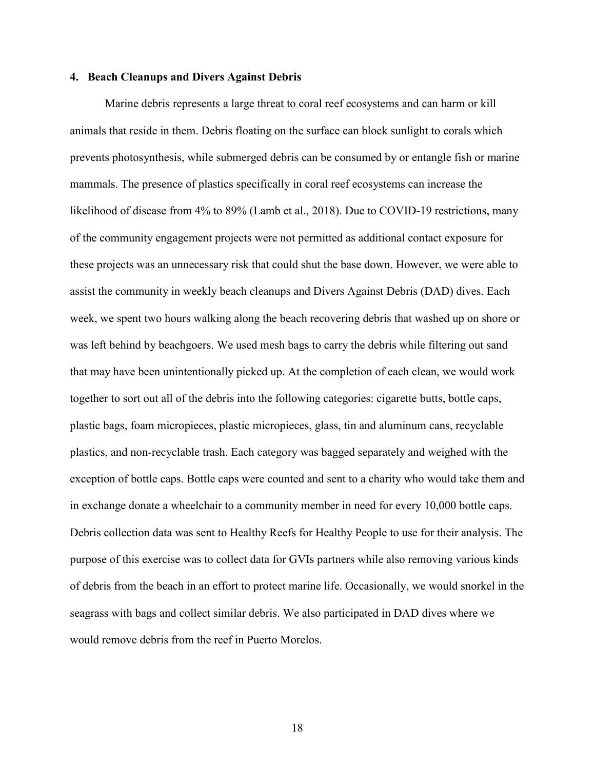## 4. Beach Cleanups and Divers Against Debris

Marine debris represents a large threat to coral reef ecosystems and can harm or kill animals that reside in them. Debris floating on the surface can block sunlight to corals which prevents photosynthesis, while submerged debris can be consumed by or entangle fish or marine mammals. The presence of plastics specifically in coral reef ecosystems can increase the likelihood of disease from 4% to 89% (Lamb et al., 2018). Due to COVID-19 restrictions, many of the community engagement projects were not permitted as additional contact exposure for these projects was an unnecessary risk that could shut the base down. However, we were able to assist the community in weekly beach cleanups and Divers Against Debris (DAD) dives. Each week, we spent two hours walking along the beach recovering debris that washed up on shore or was left behind by beachgoers. We used mesh bags to carry the debris while filtering out sand that may have been unintentionally picked up. At the completion of each clean, we would work together to sort out all of the debris into the following categories: cigarette butts, bottle caps, plastic bags, foam micropieces, plastic micropieces, glass, tin and aluminum cans, recyclable plastics, and non-recyclable trash. Each category was bagged separately and weighed with the exception of bottle caps. Bottle caps were counted and sent to a charity who would take them and in exchange donate a wheelchair to a community member in need for every 10,000 bottle caps. Debris collection data was sent to Healthy Reefs for Healthy People to use for their analysis. The purpose of this exercise was to collect data for GVIs partners while also removing various kinds of debris from the beach in an effort to protect marine life. Occasionally, we would snorkel in the seagrass with bags and collect similar debris. We also participated in DAD dives where we would remove debris from the reef in Puerto Morelos.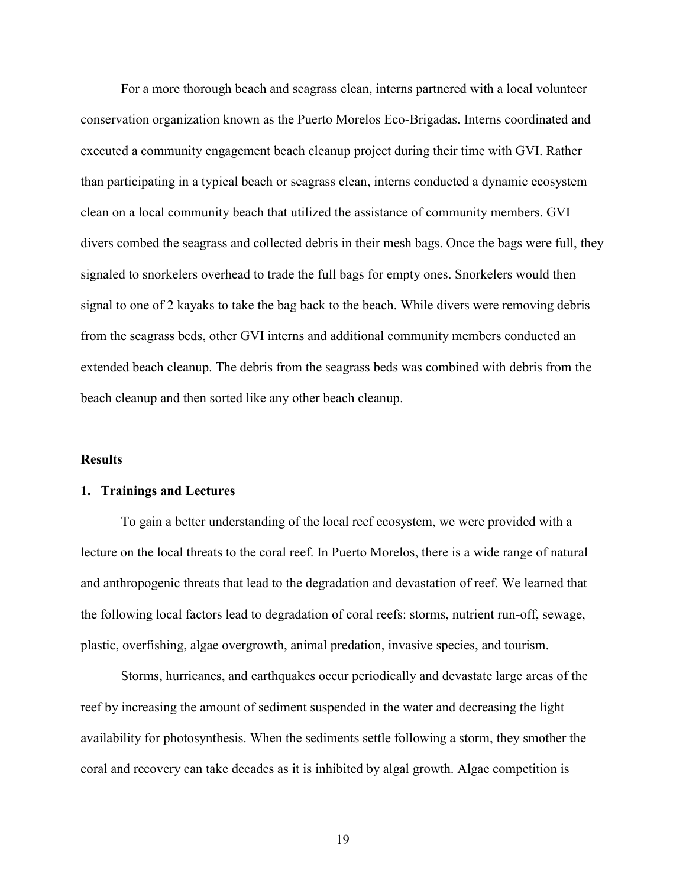For a more thorough beach and seagrass clean, interns partnered with a local volunteer conservation organization known as the Puerto Morelos Eco-Brigadas. Interns coordinated and executed a community engagement beach cleanup project during their time with GVI. Rather than participating in a typical beach or seagrass clean, interns conducted a dynamic ecosystem clean on a local community beach that utilized the assistance of community members. GVI divers combed the seagrass and collected debris in their mesh bags. Once the bags were full, they signaled to snorkelers overhead to trade the full bags for empty ones. Snorkelers would then signal to one of 2 kayaks to take the bag back to the beach. While divers were removing debris from the seagrass beds, other GVI interns and additional community members conducted an extended beach cleanup. The debris from the seagrass beds was combined with debris from the beach cleanup and then sorted like any other beach cleanup.

## Results

### 1. Trainings and Lectures

To gain a better understanding of the local reef ecosystem, we were provided with a lecture on the local threats to the coral reef. In Puerto Morelos, there is a wide range of natural and anthropogenic threats that lead to the degradation and devastation of reef. We learned that the following local factors lead to degradation of coral reefs: storms, nutrient run-off, sewage, plastic, overfishing, algae overgrowth, animal predation, invasive species, and tourism.

Storms, hurricanes, and earthquakes occur periodically and devastate large areas of the reef by increasing the amount of sediment suspended in the water and decreasing the light availability for photosynthesis. When the sediments settle following a storm, they smother the coral and recovery can take decades as it is inhibited by algal growth. Algae competition is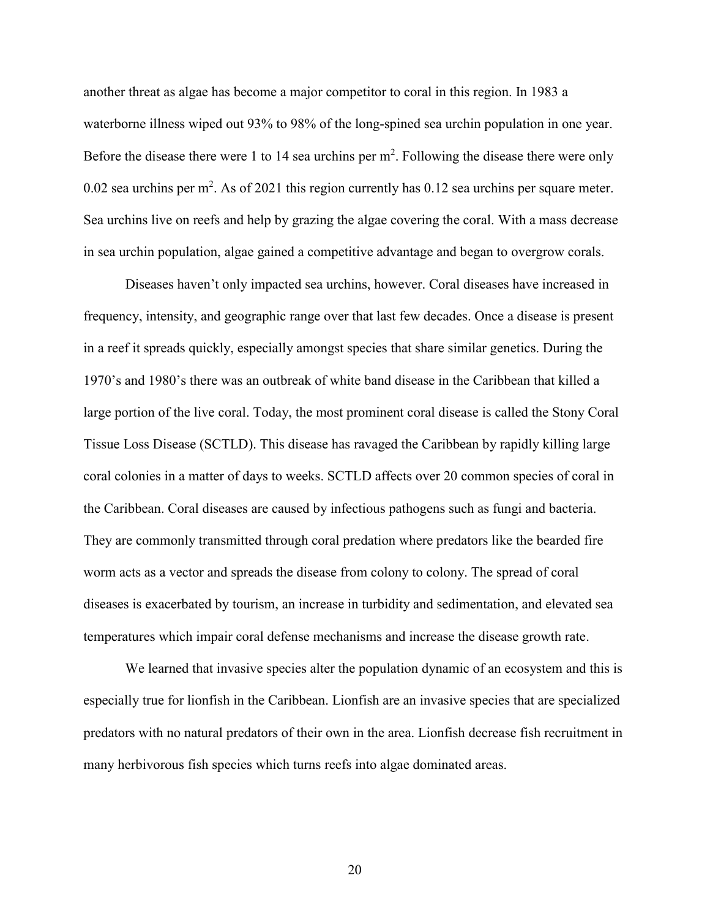another threat as algae has become a major competitor to coral in this region. In 1983 a waterborne illness wiped out 93% to 98% of the long-spined sea urchin population in one year. Before the disease there were 1 to 14 sea urchins per $m^2$. Following the disease there were only 0.02 sea urchins per $m^2$. As of 2021 this region currently has 0.12 sea urchins per square meter. Sea urchins live on reefs and help by grazing the algae covering the coral. With a mass decrease in sea urchin population, algae gained a competitive advantage and began to overgrow corals.

Diseases haven't only impacted sea urchins, however. Coral diseases have increased in frequency, intensity, and geographic range over that last few decades. Once a disease is present in a reef it spreads quickly, especially amongst species that share similar genetics. During the 1970's and 1980's there was an outbreak of white band disease in the Caribbean that killed a large portion of the live coral. Today, the most prominent coral disease is called the Stony Coral Tissue Loss Disease (SCTLD). This disease has ravaged the Caribbean by rapidly killing large coral colonies in a matter of days to weeks. SCTLD affects over 20 common species of coral in the Caribbean. Coral diseases are caused by infectious pathogens such as fungi and bacteria. They are commonly transmitted through coral predation where predators like the bearded fire worm acts as a vector and spreads the disease from colony to colony. The spread of coral diseases is exacerbated by tourism, an increase in turbidity and sedimentation, and elevated sea temperatures which impair coral defense mechanisms and increase the disease growth rate.

We learned that invasive species alter the population dynamic of an ecosystem and this is especially true for lionfish in the Caribbean. Lionfish are an invasive species that are specialized predators with no natural predators of their own in the area. Lionfish decrease fish recruitment in many herbivorous fish species which turns reefs into algae dominated areas.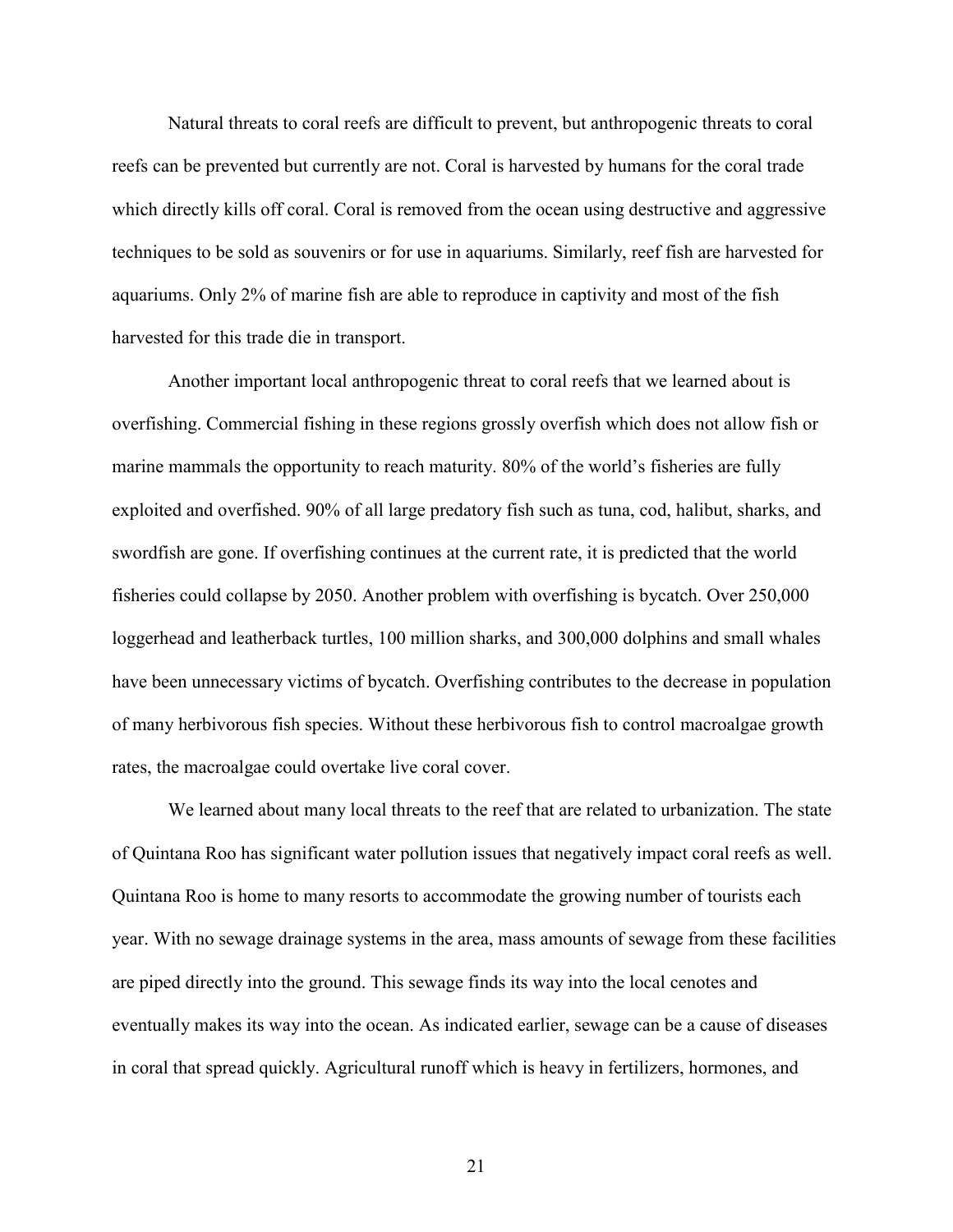Natural threats to coral reefs are difficult to prevent, but anthropogenic threats to coral reefs can be prevented but currently are not. Coral is harvested by humans for the coral trade which directly kills off coral. Coral is removed from the ocean using destructive and aggressive techniques to be sold as souvenirs or for use in aquariums. Similarly, reef fish are harvested for aquariums. Only 2% of marine fish are able to reproduce in captivity and most of the fish harvested for this trade die in transport.

Another important local anthropogenic threat to coral reefs that we learned about is overfishing. Commercial fishing in these regions grossly overfish which does not allow fish or marine mammals the opportunity to reach maturity. 80% of the world's fisheries are fully exploited and overfished. 90% of all large predatory fish such as tuna, cod, halibut, sharks, and swordfish are gone. If overfishing continues at the current rate, it is predicted that the world fisheries could collapse by 2050. Another problem with overfishing is bycatch. Over 250,000 loggerhead and leatherback turtles, 100 million sharks, and 300,000 dolphins and small whales have been unnecessary victims of bycatch. Overfishing contributes to the decrease in population of many herbivorous fish species. Without these herbivorous fish to control macroalgae growth rates, the macroalgae could overtake live coral cover.

We learned about many local threats to the reef that are related to urbanization. The state of Quintana Roo has significant water pollution issues that negatively impact coral reefs as well. Quintana Roo is home to many resorts to accommodate the growing number of tourists each year. With no sewage drainage systems in the area, mass amounts of sewage from these facilities are piped directly into the ground. This sewage finds its way into the local cenotes and eventually makes its way into the ocean. As indicated earlier, sewage can be a cause of diseases in coral that spread quickly. Agricultural runoff which is heavy in fertilizers, hormones, and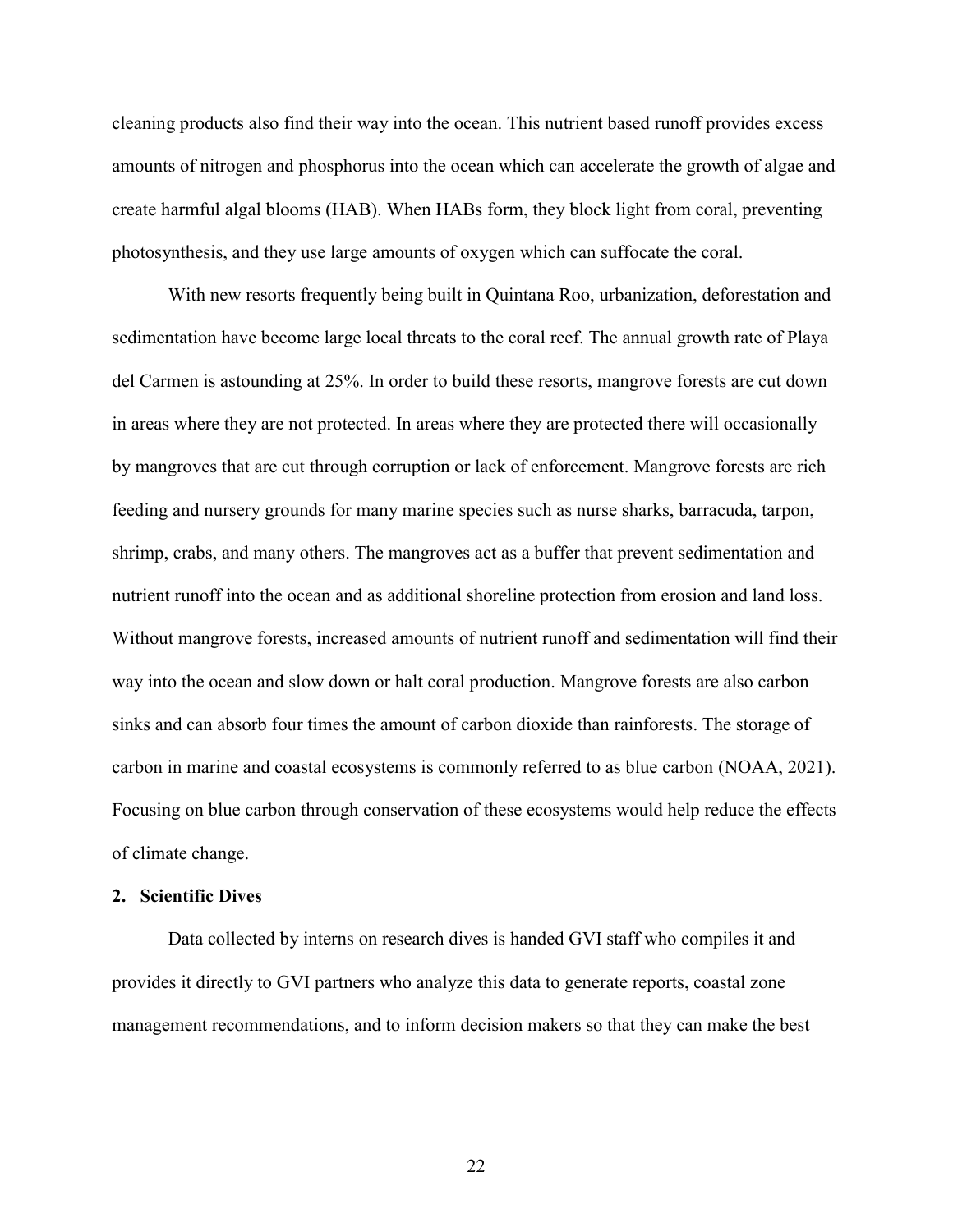cleaning products also find their way into the ocean. This nutrient based runoff provides excess amounts of nitrogen and phosphorus into the ocean which can accelerate the growth of algae and create harmful algal blooms (HAB). When HABs form, they block light from coral, preventing photosynthesis, and they use large amounts of oxygen which can suffocate the coral.

With new resorts frequently being built in Quintana Roo, urbanization, deforestation and sedimentation have become large local threats to the coral reef. The annual growth rate of Playa del Carmen is astounding at 25%. In order to build these resorts, mangrove forests are cut down in areas where they are not protected. In areas where they are protected there will occasionally by mangroves that are cut through corruption or lack of enforcement. Mangrove forests are rich feeding and nursery grounds for many marine species such as nurse sharks, barracuda, tarpon, shrimp, crabs, and many others. The mangroves act as a buffer that prevent sedimentation and nutrient runoff into the ocean and as additional shoreline protection from erosion and land loss. Without mangrove forests, increased amounts of nutrient runoff and sedimentation will find their way into the ocean and slow down or halt coral production. Mangrove forests are also carbon sinks and can absorb four times the amount of carbon dioxide than rainforests. The storage of carbon in marine and coastal ecosystems is commonly referred to as blue carbon (NOAA, 2021). Focusing on blue carbon through conservation of these ecosystems would help reduce the effects of climate change.

**2. Scientific Dives**

Data collected by interns on research dives is handed GVI staff who compiles it and provides it directly to GVI partners who analyze this data to generate reports, coastal zone management recommendations, and to inform decision makers so that they can make the best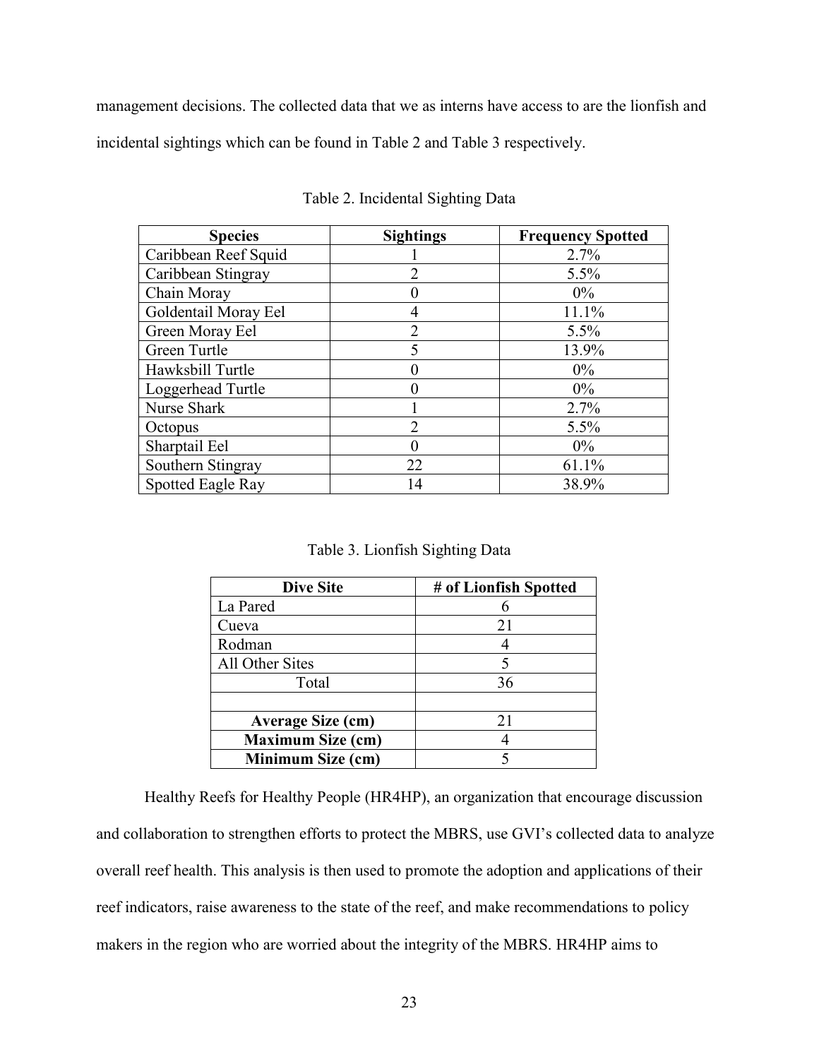management decisions. The collected data that we as interns have access to are the lionfish and incidental sightings which can be found in Table 2 and Table 3 respectively.

Table 2. Incidental Sighting Data

| Species | Sightings | Frequency Spotted |
|---|---|---|
| Caribbean Reef Squid | 1 | 2.7% |
| Caribbean Stingray | 2 | 5.5% |
| Chain Moray | 0 | 0% |
| Goldentail Moray Eel | 4 | 11.1% |
| Green Moray Eel | 2 | 5.5% |
| Green Turtle | 5 | 13.9% |
| Hawksbill Turtle | 0 | 0% |
| Loggerhead Turtle | 0 | 0% |
| Nurse Shark | 1 | 2.7% |
| Octopus | 2 | 5.5% |
| Sharptail Eel | 0 | 0% |
| Southern Stingray | 22 | 61.1% |
| Spotted Eagle Ray | 14 | 38.9% |

Table 3. Lionfish Sighting Data

| Dive Site | # of Lionfish Spotted |
|---|---|
| La Pared | 6 |
| Cueva | 21 |
| Rodman | 4 |
| All Other Sites | 5 |
| Total | 36 |
| | |
| **Average Size (cm)** | 21 |
| **Maximum Size (cm)** | 4 |
| **Minimum Size (cm)** | 5 |

Healthy Reefs for Healthy People (HR4HP), an organization that encourage discussion and collaboration to strengthen efforts to protect the MBRS, use GVI's collected data to analyze overall reef health. This analysis is then used to promote the adoption and applications of their reef indicators, raise awareness to the state of the reef, and make recommendations to policy makers in the region who are worried about the integrity of the MBRS. HR4HP aims to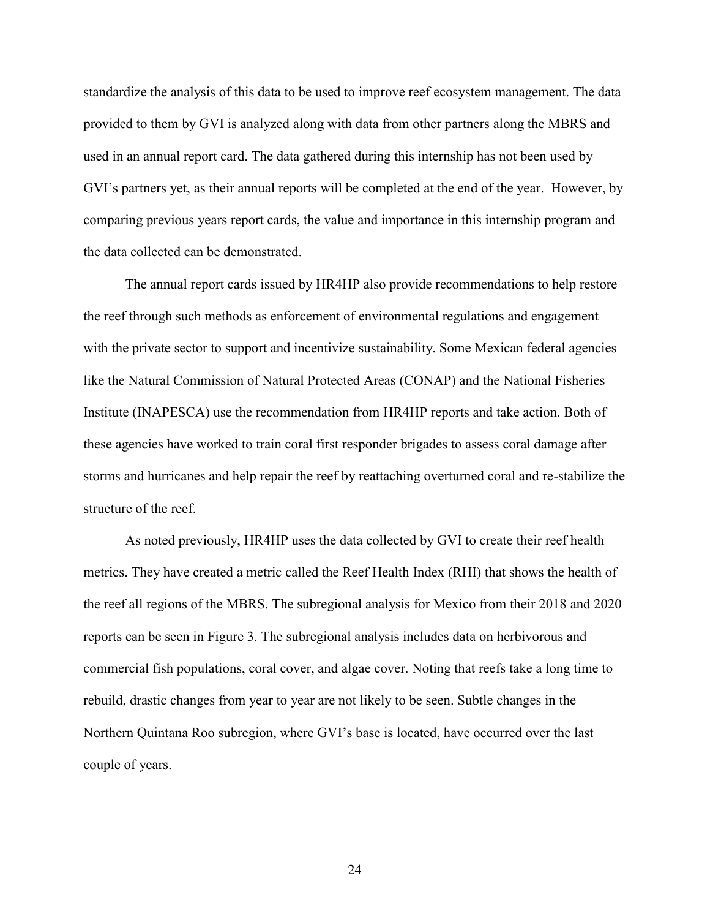standardize the analysis of this data to be used to improve reef ecosystem management. The data provided to them by GVI is analyzed along with data from other partners along the MBRS and used in an annual report card. The data gathered during this internship has not been used by GVI's partners yet, as their annual reports will be completed at the end of the year. However, by comparing previous years report cards, the value and importance in this internship program and the data collected can be demonstrated.

The annual report cards issued by HR4HP also provide recommendations to help restore the reef through such methods as enforcement of environmental regulations and engagement with the private sector to support and incentivize sustainability. Some Mexican federal agencies like the Natural Commission of Natural Protected Areas (CONAP) and the National Fisheries Institute (INAPESCA) use the recommendation from HR4HP reports and take action. Both of these agencies have worked to train coral first responder brigades to assess coral damage after storms and hurricanes and help repair the reef by reattaching overturned coral and re-stabilize the structure of the reef.

As noted previously, HR4HP uses the data collected by GVI to create their reef health metrics. They have created a metric called the Reef Health Index (RHI) that shows the health of the reef all regions of the MBRS. The subregional analysis for Mexico from their 2018 and 2020 reports can be seen in Figure 3. The subregional analysis includes data on herbivorous and commercial fish populations, coral cover, and algae cover. Noting that reefs take a long time to rebuild, drastic changes from year to year are not likely to be seen. Subtle changes in the Northern Quintana Roo subregion, where GVI's base is located, have occurred over the last couple of years.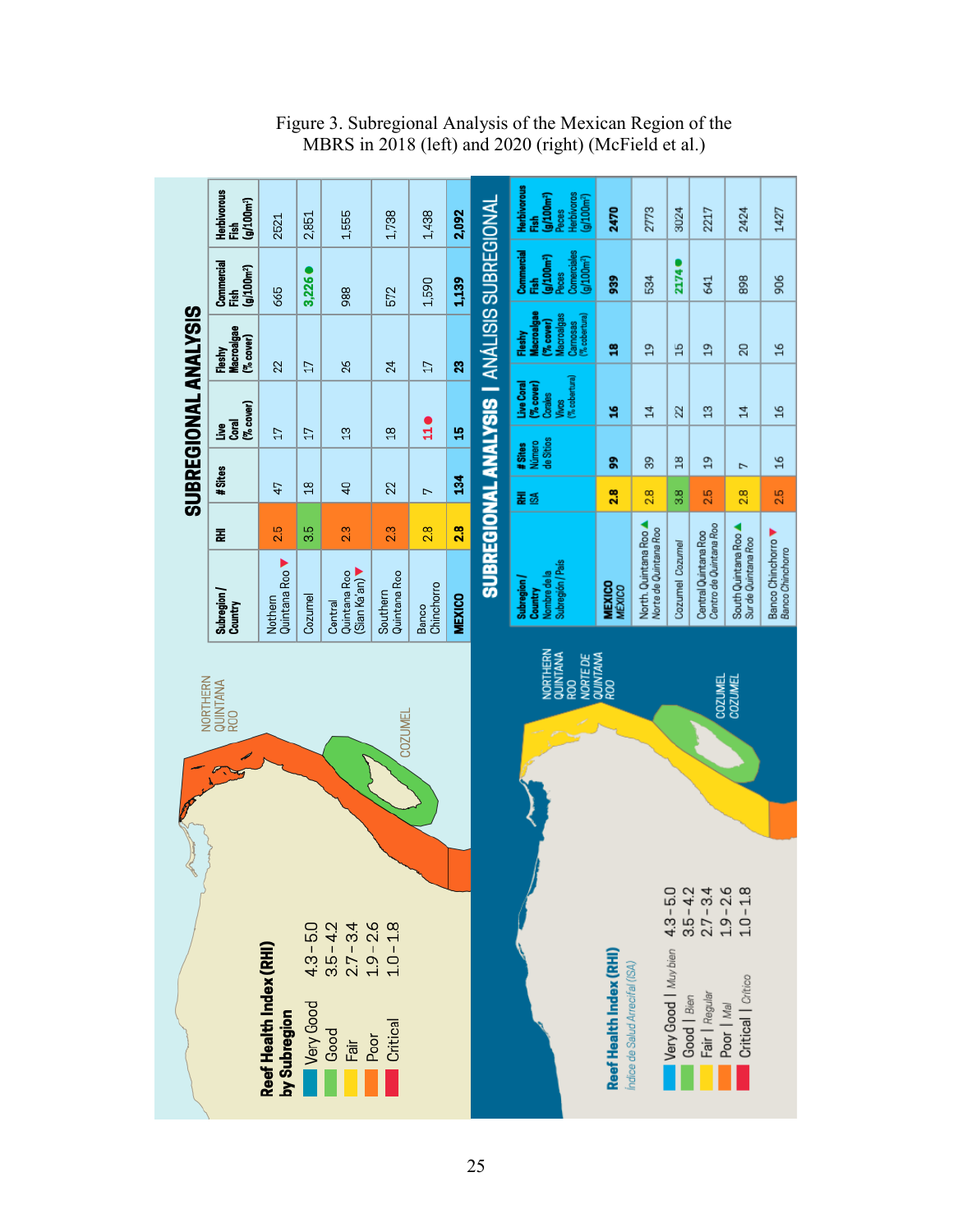Figure 3. Subregional Analysis of the Mexican Region of the MBRS in 2018 (left) and 2020 (right) (McField et al.)

## SUBREGIONAL ANALYSIS

**Reef Health Index (RHI) by Subregion**

- Very Good 4.3 – 5.0
- Good 3.5 – 4.2
- Fair 2.7 – 3.4
- Poor 1.9 – 2.6
- Critical 1.0 – 1.8

| Subregion / Country | RHI | # Sites | Live Coral (% cover) | Fleshy Macroalgae (% cover) | Commercial Fish (g/100m²) | Herbivorous Fish (g/100m²) |
|---|---|---|---|---|---|---|
| Nothern Quintana Roo ▼ | 2.5 | 47 | 17 | 22 | 665 | 2521 |
| Cozumel | 3.5 | 18 | 17 | 17 | 3,226 ● | 2,851 |
| Central Quintana Roo (Sian Ka'an) ▼ | 2.3 | 40 | 13 | 26 | 988 | 1,555 |
| Southern Quintana Roo | 2.3 | 22 | 18 | 24 | 572 | 1,738 |
| Banco Chinchorro | 2.8 | 7 | 11 ● | 17 | 1,590 | 1,438 |
| **MEXICO** | **2.8** | **134** | **15** | **23** | **1,139** | **2,092** |

## SUBREGIONAL ANALYSIS | ANÁLISIS SUBREGIONAL

**Reef Health Index (RHI)**
*Índice de Salud Arrecifal (ISA)*

- Very Good | *Muy bien* 4.3 – 5.0
- Good | *Bien* 3.5 – 4.2
- Fair | *Regular* 2.7 – 3.4
- Poor | *Mal* 1.9 – 2.6
- Critical | *Crítico* 1.0 – 1.8

| Subregion / Country *Nombre de la Subregión / País* | RHI *ISA* | # Sites *Número de Sitios* | Live Coral (% cover) *Corales Vivos (% cobertura)* | Fleshy Macroalgae (% cover) *Macroalgas Carnosas (% cobertura)* | Commercial Fish (g/100m²) *Peces Comerciales (g/100m²)* | Herbivorous Fish (g/100m²) *Peces Herbívoros (g/100m²)* |
|---|---|---|---|---|---|---|
| **MEXICO** *MÉXICO* | **2.8** | **99** | **16** | **18** | **939** | **2470** |
| North. Quintana Roo ▲ *Norte de Quintana Roo* | 2.8 | 39 | 14 | 19 | 534 | 2773 |
| Cozumel *Cozumel* | 3.8 | 18 | 22 | 15 | 2174 ● | 3024 |
| Central Quintana Roo *Centro de Quintana Roo* | 2.5 | 19 | 13 | 19 | 641 | 2217 |
| South Quintana Roo ▲ *Sur de Quintana Roo* | 2.8 | 7 | 14 | 20 | 898 | 2424 |
| Banco Chinchorro ▼ *Banco Chinchorro* | 2.5 | 16 | 16 | 16 | 906 | 1427 |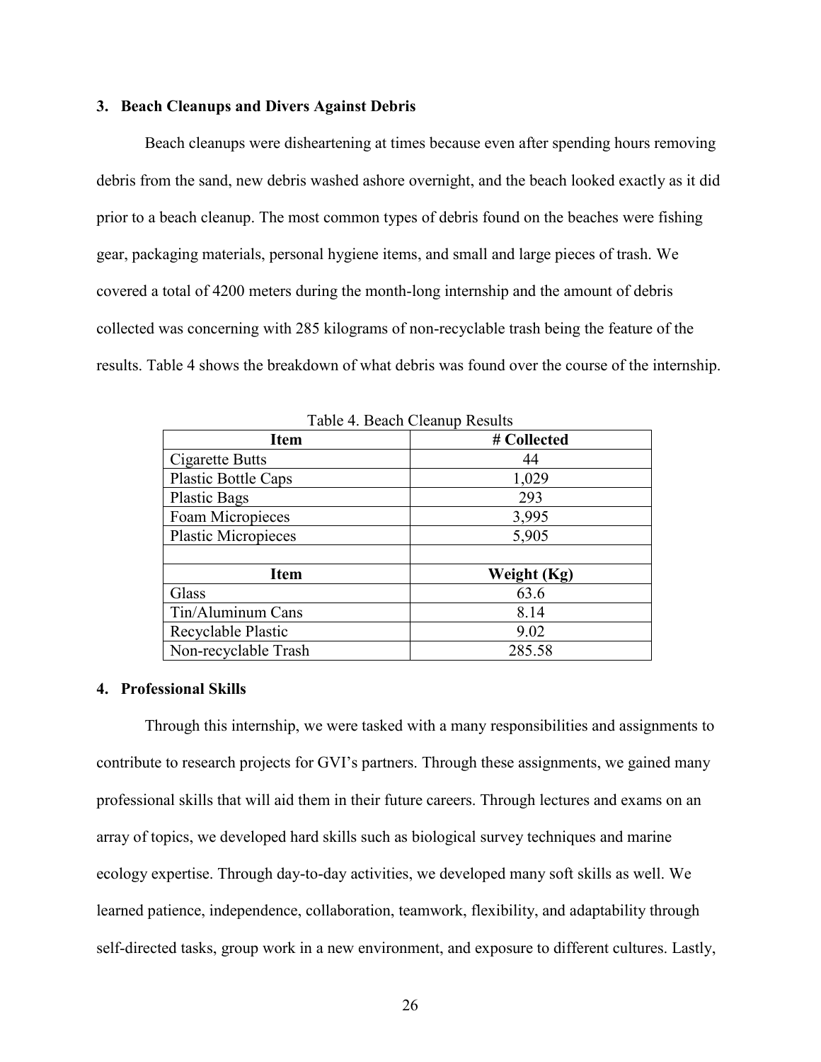### 3. Beach Cleanups and Divers Against Debris

Beach cleanups were disheartening at times because even after spending hours removing debris from the sand, new debris washed ashore overnight, and the beach looked exactly as it did prior to a beach cleanup. The most common types of debris found on the beaches were fishing gear, packaging materials, personal hygiene items, and small and large pieces of trash. We covered a total of 4200 meters during the month-long internship and the amount of debris collected was concerning with 285 kilograms of non-recyclable trash being the feature of the results. Table 4 shows the breakdown of what debris was found over the course of the internship.

Table 4. Beach Cleanup Results

| Item | # Collected |
|---|---|
| Cigarette Butts | 44 |
| Plastic Bottle Caps | 1,029 |
| Plastic Bags | 293 |
| Foam Micropieces | 3,995 |
| Plastic Micropieces | 5,905 |
| | |
| **Item** | **Weight (Kg)** |
| Glass | 63.6 |
| Tin/Aluminum Cans | 8.14 |
| Recyclable Plastic | 9.02 |
| Non-recyclable Trash | 285.58 |

### 4. Professional Skills

Through this internship, we were tasked with a many responsibilities and assignments to contribute to research projects for GVI's partners. Through these assignments, we gained many professional skills that will aid them in their future careers. Through lectures and exams on an array of topics, we developed hard skills such as biological survey techniques and marine ecology expertise. Through day-to-day activities, we developed many soft skills as well. We learned patience, independence, collaboration, teamwork, flexibility, and adaptability through self-directed tasks, group work in a new environment, and exposure to different cultures. Lastly,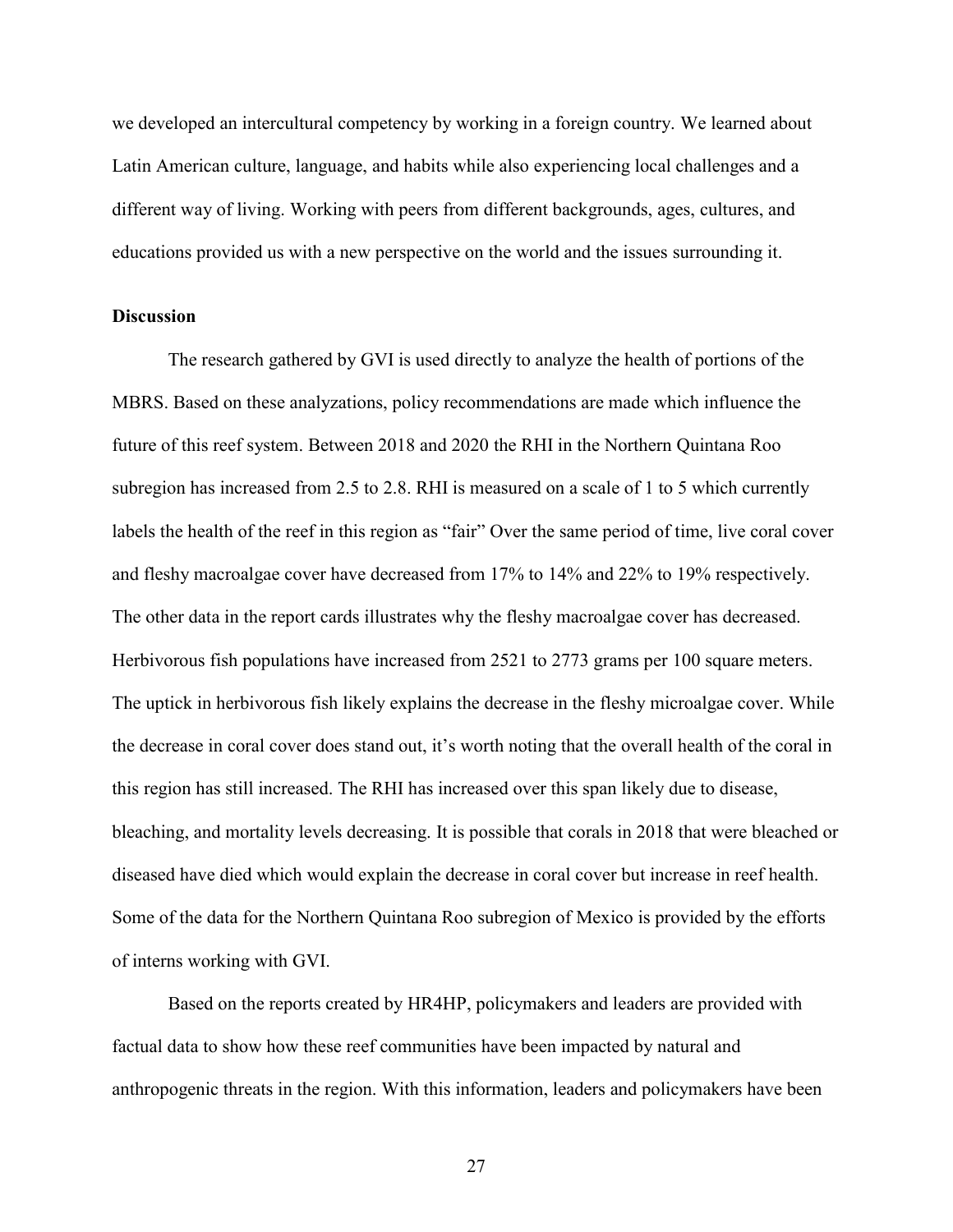we developed an intercultural competency by working in a foreign country. We learned about Latin American culture, language, and habits while also experiencing local challenges and a different way of living. Working with peers from different backgrounds, ages, cultures, and educations provided us with a new perspective on the world and the issues surrounding it.

**Discussion**

The research gathered by GVI is used directly to analyze the health of portions of the MBRS. Based on these analyzations, policy recommendations are made which influence the future of this reef system. Between 2018 and 2020 the RHI in the Northern Quintana Roo subregion has increased from 2.5 to 2.8. RHI is measured on a scale of 1 to 5 which currently labels the health of the reef in this region as "fair" Over the same period of time, live coral cover and fleshy macroalgae cover have decreased from 17% to 14% and 22% to 19% respectively. The other data in the report cards illustrates why the fleshy macroalgae cover has decreased. Herbivorous fish populations have increased from 2521 to 2773 grams per 100 square meters. The uptick in herbivorous fish likely explains the decrease in the fleshy microalgae cover. While the decrease in coral cover does stand out, it's worth noting that the overall health of the coral in this region has still increased. The RHI has increased over this span likely due to disease, bleaching, and mortality levels decreasing. It is possible that corals in 2018 that were bleached or diseased have died which would explain the decrease in coral cover but increase in reef health. Some of the data for the Northern Quintana Roo subregion of Mexico is provided by the efforts of interns working with GVI.

Based on the reports created by HR4HP, policymakers and leaders are provided with factual data to show how these reef communities have been impacted by natural and anthropogenic threats in the region. With this information, leaders and policymakers have been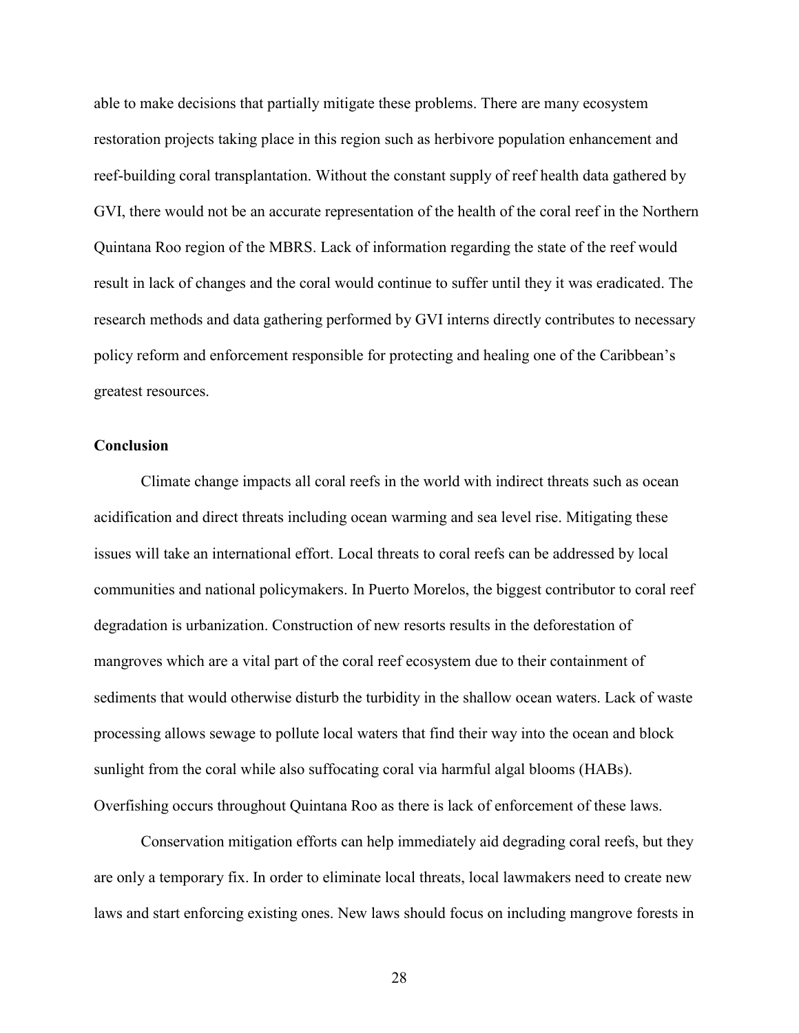able to make decisions that partially mitigate these problems. There are many ecosystem restoration projects taking place in this region such as herbivore population enhancement and reef-building coral transplantation. Without the constant supply of reef health data gathered by GVI, there would not be an accurate representation of the health of the coral reef in the Northern Quintana Roo region of the MBRS. Lack of information regarding the state of the reef would result in lack of changes and the coral would continue to suffer until they it was eradicated. The research methods and data gathering performed by GVI interns directly contributes to necessary policy reform and enforcement responsible for protecting and healing one of the Caribbean's greatest resources.

**Conclusion**

Climate change impacts all coral reefs in the world with indirect threats such as ocean acidification and direct threats including ocean warming and sea level rise. Mitigating these issues will take an international effort. Local threats to coral reefs can be addressed by local communities and national policymakers. In Puerto Morelos, the biggest contributor to coral reef degradation is urbanization. Construction of new resorts results in the deforestation of mangroves which are a vital part of the coral reef ecosystem due to their containment of sediments that would otherwise disturb the turbidity in the shallow ocean waters. Lack of waste processing allows sewage to pollute local waters that find their way into the ocean and block sunlight from the coral while also suffocating coral via harmful algal blooms (HABs). Overfishing occurs throughout Quintana Roo as there is lack of enforcement of these laws.

Conservation mitigation efforts can help immediately aid degrading coral reefs, but they are only a temporary fix. In order to eliminate local threats, local lawmakers need to create new laws and start enforcing existing ones. New laws should focus on including mangrove forests in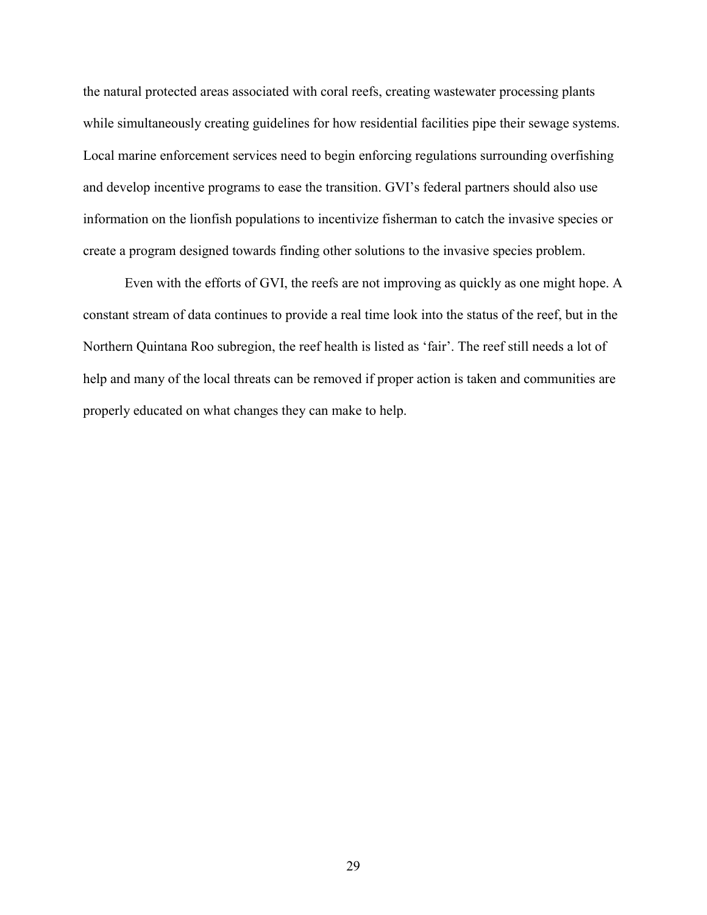the natural protected areas associated with coral reefs, creating wastewater processing plants while simultaneously creating guidelines for how residential facilities pipe their sewage systems. Local marine enforcement services need to begin enforcing regulations surrounding overfishing and develop incentive programs to ease the transition. GVI's federal partners should also use information on the lionfish populations to incentivize fisherman to catch the invasive species or create a program designed towards finding other solutions to the invasive species problem.

Even with the efforts of GVI, the reefs are not improving as quickly as one might hope. A constant stream of data continues to provide a real time look into the status of the reef, but in the Northern Quintana Roo subregion, the reef health is listed as 'fair'. The reef still needs a lot of help and many of the local threats can be removed if proper action is taken and communities are properly educated on what changes they can make to help.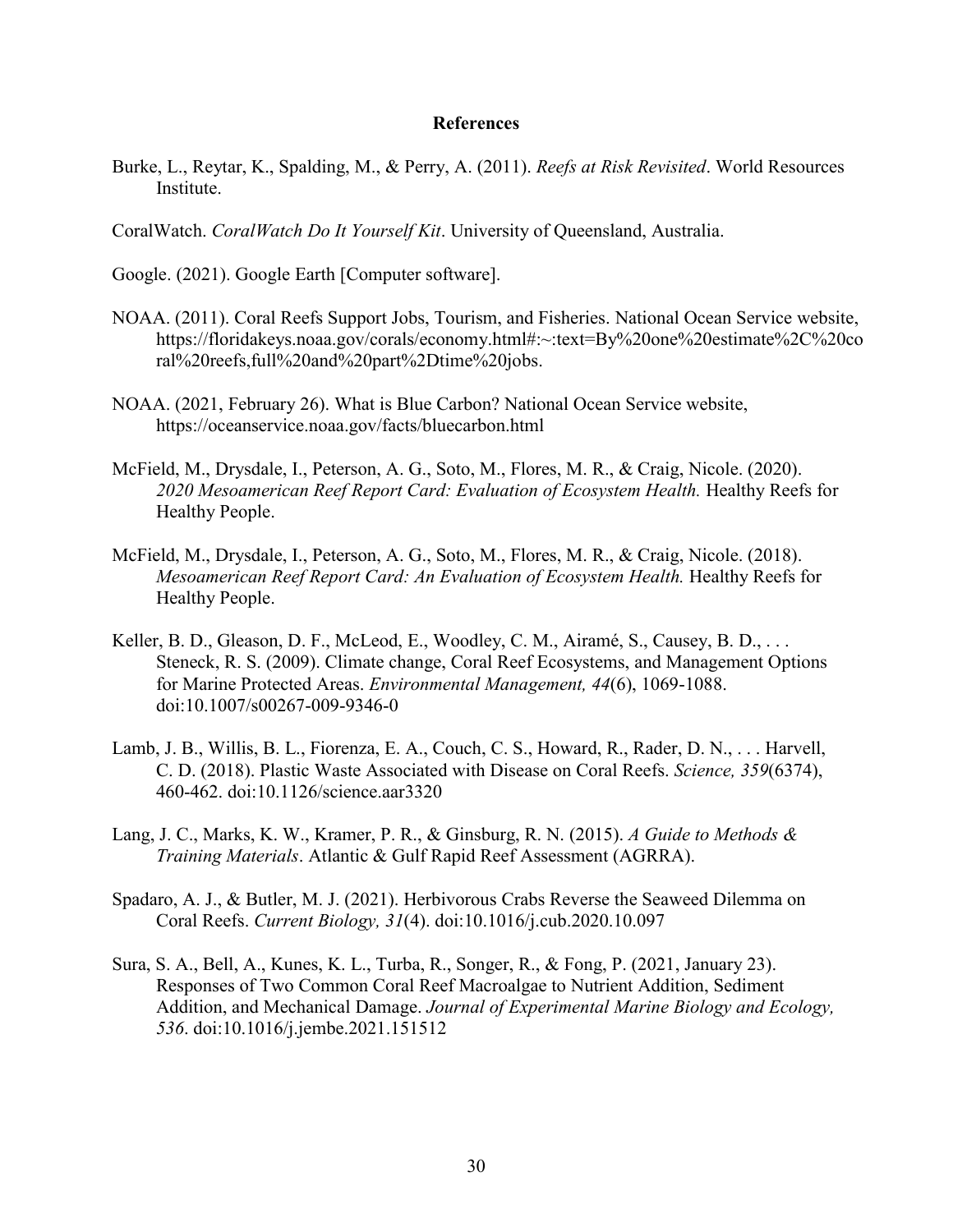## References

Burke, L., Reytar, K., Spalding, M., & Perry, A. (2011). *Reefs at Risk Revisited*. World Resources Institute.

CoralWatch. *CoralWatch Do It Yourself Kit*. University of Queensland, Australia.

Google. (2021). Google Earth [Computer software].

NOAA. (2011). Coral Reefs Support Jobs, Tourism, and Fisheries. National Ocean Service website, https://floridakeys.noaa.gov/corals/economy.html#:~:text=By%20one%20estimate%2C%20coral%20reefs,full%20and%20part%2Dtime%20jobs.

NOAA. (2021, February 26). What is Blue Carbon? National Ocean Service website, https://oceanservice.noaa.gov/facts/bluecarbon.html

McField, M., Drysdale, I., Peterson, A. G., Soto, M., Flores, M. R., & Craig, Nicole. (2020). *2020 Mesoamerican Reef Report Card: Evaluation of Ecosystem Health.* Healthy Reefs for Healthy People.

McField, M., Drysdale, I., Peterson, A. G., Soto, M., Flores, M. R., & Craig, Nicole. (2018). *Mesoamerican Reef Report Card: An Evaluation of Ecosystem Health.* Healthy Reefs for Healthy People.

Keller, B. D., Gleason, D. F., McLeod, E., Woodley, C. M., Airamé, S., Causey, B. D., . . . Steneck, R. S. (2009). Climate change, Coral Reef Ecosystems, and Management Options for Marine Protected Areas. *Environmental Management, 44*(6), 1069-1088. doi:10.1007/s00267-009-9346-0

Lamb, J. B., Willis, B. L., Fiorenza, E. A., Couch, C. S., Howard, R., Rader, D. N., . . . Harvell, C. D. (2018). Plastic Waste Associated with Disease on Coral Reefs. *Science, 359*(6374), 460-462. doi:10.1126/science.aar3320

Lang, J. C., Marks, K. W., Kramer, P. R., & Ginsburg, R. N. (2015). *A Guide to Methods & Training Materials*. Atlantic & Gulf Rapid Reef Assessment (AGRRA).

Spadaro, A. J., & Butler, M. J. (2021). Herbivorous Crabs Reverse the Seaweed Dilemma on Coral Reefs. *Current Biology, 31*(4). doi:10.1016/j.cub.2020.10.097

Sura, S. A., Bell, A., Kunes, K. L., Turba, R., Songer, R., & Fong, P. (2021, January 23). Responses of Two Common Coral Reef Macroalgae to Nutrient Addition, Sediment Addition, and Mechanical Damage. *Journal of Experimental Marine Biology and Ecology, 536*. doi:10.1016/j.jembe.2021.151512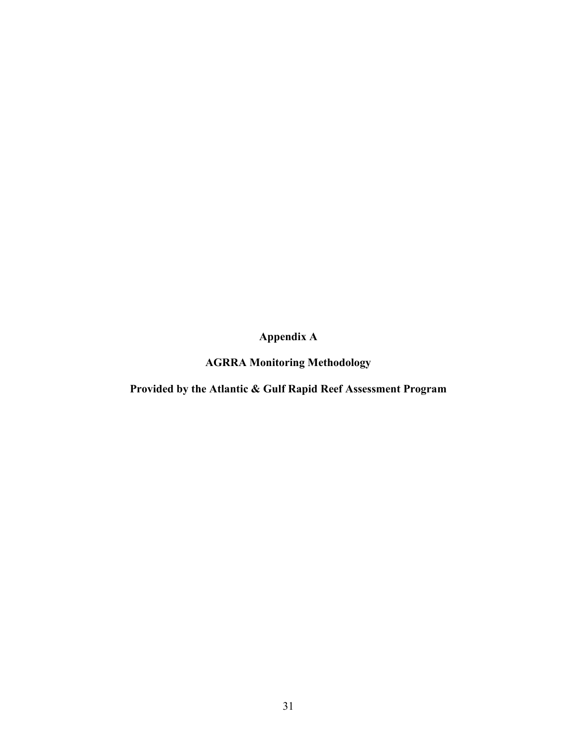# Appendix A

## AGRRA Monitoring Methodology

## Provided by the Atlantic & Gulf Rapid Reef Assessment Program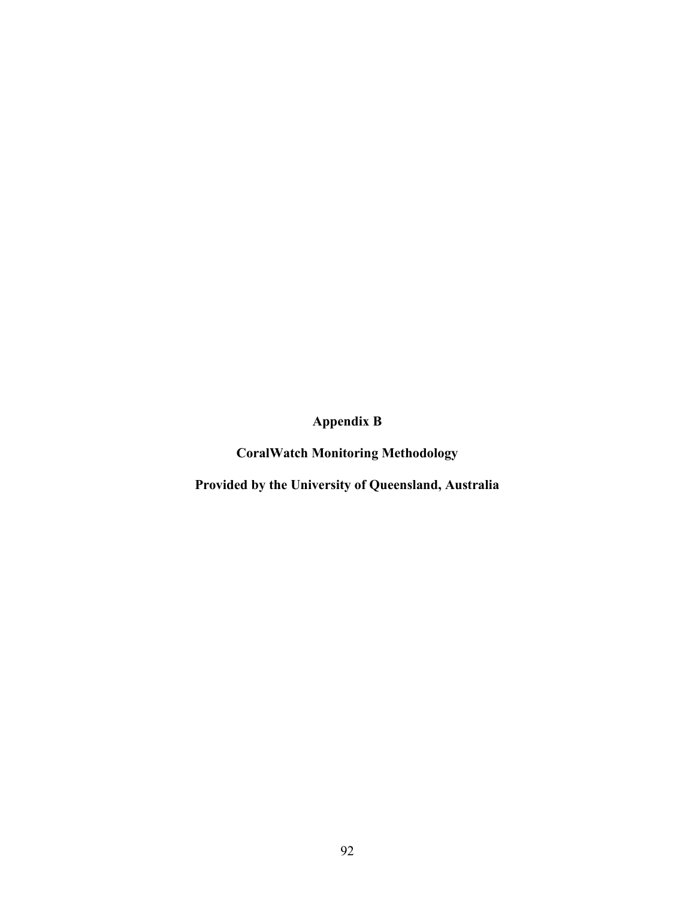# Appendix B

## CoralWatch Monitoring Methodology

## Provided by the University of Queensland, Australia